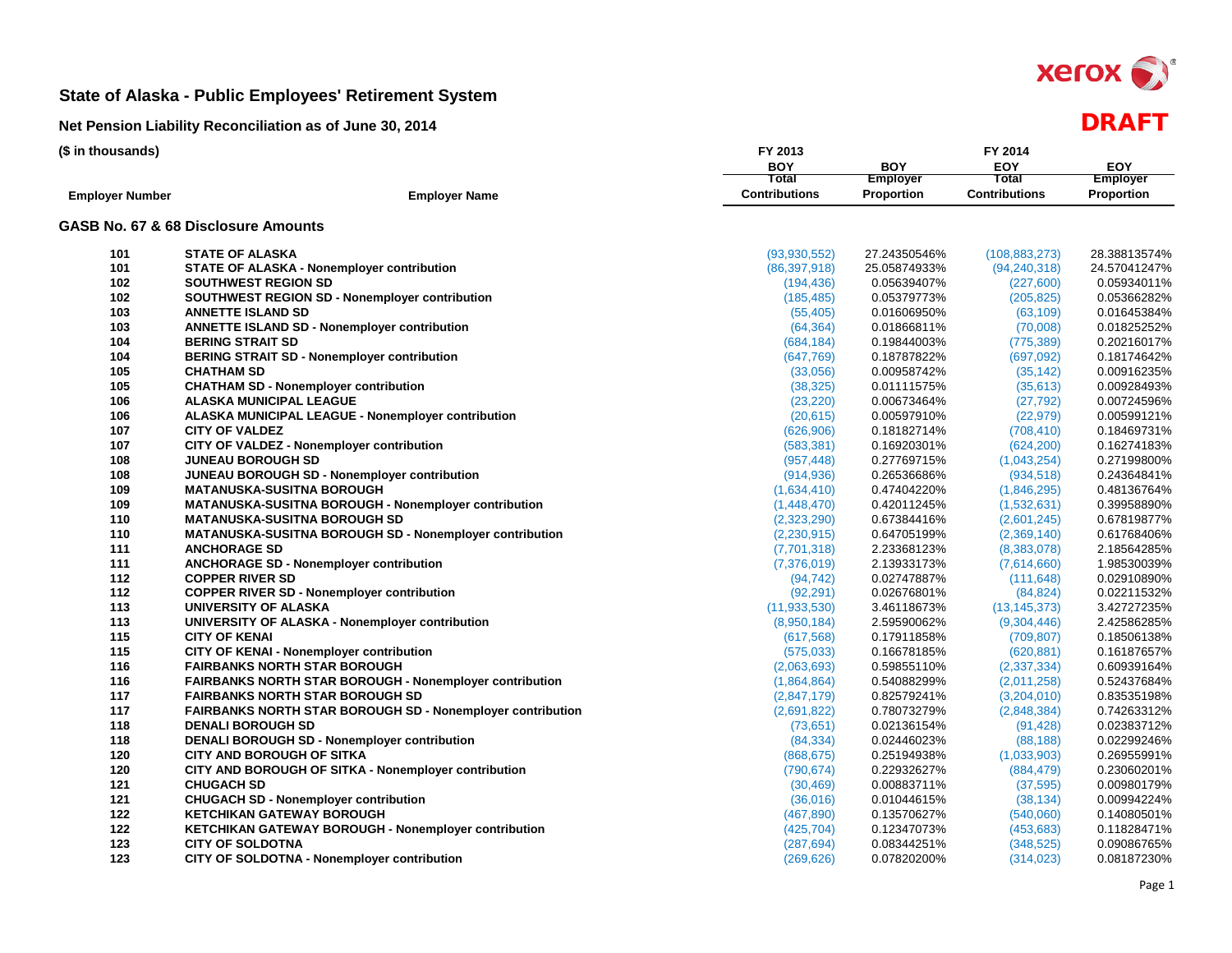# State of Alaska - Public Employees' Retirement System

## Net Pension Liability Reconciliation as of June 30, 2014

**DRAFT**

**($ in thousands)**

| Employer Number | Employer Name | FY 2013 BOY Total Contributions | BOY Employer Proportion | FY 2014 EOY Total Contributions | EOY Employer Proportion |
|---|---|---|---|---|---|
| **GASB No. 67 & 68 Disclosure Amounts** | | | | | |
| 101 | STATE OF ALASKA | (93,930,552) | 27.24350546% | (108,883,273) | 28.38813574% |
| 101 | STATE OF ALASKA - Nonemployer contribution | (86,397,918) | 25.05874933% | (94,240,318) | 24.57041247% |
| 102 | SOUTHWEST REGION SD | (194,436) | 0.05639407% | (227,600) | 0.05934011% |
| 102 | SOUTHWEST REGION SD - Nonemployer contribution | (185,485) | 0.05379773% | (205,825) | 0.05366282% |
| 103 | ANNETTE ISLAND SD | (55,405) | 0.01606950% | (63,109) | 0.01645384% |
| 103 | ANNETTE ISLAND SD - Nonemployer contribution | (64,364) | 0.01866811% | (70,008) | 0.01825252% |
| 104 | BERING STRAIT SD | (684,184) | 0.19844003% | (775,389) | 0.20216017% |
| 104 | BERING STRAIT SD - Nonemployer contribution | (647,769) | 0.18787822% | (697,092) | 0.18174642% |
| 105 | CHATHAM SD | (33,056) | 0.00958742% | (35,142) | 0.00916235% |
| 105 | CHATHAM SD - Nonemployer contribution | (38,325) | 0.01111575% | (35,613) | 0.00928493% |
| 106 | ALASKA MUNICIPAL LEAGUE | (23,220) | 0.00673464% | (27,792) | 0.00724596% |
| 106 | ALASKA MUNICIPAL LEAGUE - Nonemployer contribution | (20,615) | 0.00597910% | (22,979) | 0.00599121% |
| 107 | CITY OF VALDEZ | (626,906) | 0.18182714% | (708,410) | 0.18469731% |
| 107 | CITY OF VALDEZ - Nonemployer contribution | (583,381) | 0.16920301% | (624,200) | 0.16274183% |
| 108 | JUNEAU BOROUGH SD | (957,448) | 0.27769715% | (1,043,254) | 0.27199800% |
| 108 | JUNEAU BOROUGH SD - Nonemployer contribution | (914,936) | 0.26536686% | (934,518) | 0.24364841% |
| 109 | MATANUSKA-SUSITNA BOROUGH | (1,634,410) | 0.47404220% | (1,846,295) | 0.48136764% |
| 109 | MATANUSKA-SUSITNA BOROUGH - Nonemployer contribution | (1,448,470) | 0.42011245% | (1,532,631) | 0.39958890% |
| 110 | MATANUSKA-SUSITNA BOROUGH SD | (2,323,290) | 0.67384416% | (2,601,245) | 0.67819877% |
| 110 | MATANUSKA-SUSITNA BOROUGH SD - Nonemployer contribution | (2,230,915) | 0.64705199% | (2,369,140) | 0.61768406% |
| 111 | ANCHORAGE SD | (7,701,318) | 2.23368123% | (8,383,078) | 2.18564285% |
| 111 | ANCHORAGE SD - Nonemployer contribution | (7,376,019) | 2.13933173% | (7,614,660) | 1.98530039% |
| 112 | COPPER RIVER SD | (94,742) | 0.02747887% | (111,648) | 0.02910890% |
| 112 | COPPER RIVER SD - Nonemployer contribution | (92,291) | 0.02676801% | (84,824) | 0.02211532% |
| 113 | UNIVERSITY OF ALASKA | (11,933,530) | 3.46118673% | (13,145,373) | 3.42727235% |
| 113 | UNIVERSITY OF ALASKA - Nonemployer contribution | (8,950,184) | 2.59590062% | (9,304,446) | 2.42586285% |
| 115 | CITY OF KENAI | (617,568) | 0.17911858% | (709,807) | 0.18506138% |
| 115 | CITY OF KENAI - Nonemployer contribution | (575,033) | 0.16678185% | (620,881) | 0.16187657% |
| 116 | FAIRBANKS NORTH STAR BOROUGH | (2,063,693) | 0.59855110% | (2,337,334) | 0.60939164% |
| 116 | FAIRBANKS NORTH STAR BOROUGH - Nonemployer contribution | (1,864,864) | 0.54088299% | (2,011,258) | 0.52437684% |
| 117 | FAIRBANKS NORTH STAR BOROUGH SD | (2,847,179) | 0.82579241% | (3,204,010) | 0.83535198% |
| 117 | FAIRBANKS NORTH STAR BOROUGH SD - Nonemployer contribution | (2,691,822) | 0.78073279% | (2,848,384) | 0.74263312% |
| 118 | DENALI BOROUGH SD | (73,651) | 0.02136154% | (91,428) | 0.02383712% |
| 118 | DENALI BOROUGH SD - Nonemployer contribution | (84,334) | 0.02446023% | (88,188) | 0.02299246% |
| 120 | CITY AND BOROUGH OF SITKA | (868,675) | 0.25194938% | (1,033,903) | 0.26955991% |
| 120 | CITY AND BOROUGH OF SITKA - Nonemployer contribution | (790,674) | 0.22932627% | (884,479) | 0.23060201% |
| 121 | CHUGACH SD | (30,469) | 0.00883711% | (37,595) | 0.00980179% |
| 121 | CHUGACH SD - Nonemployer contribution | (36,016) | 0.01044615% | (38,134) | 0.00994224% |
| 122 | KETCHIKAN GATEWAY BOROUGH | (467,890) | 0.13570627% | (540,060) | 0.14080501% |
| 122 | KETCHIKAN GATEWAY BOROUGH - Nonemployer contribution | (425,704) | 0.12347073% | (453,683) | 0.11828471% |
| 123 | CITY OF SOLDOTNA | (287,694) | 0.08344251% | (348,525) | 0.09086765% |
| 123 | CITY OF SOLDOTNA - Nonemployer contribution | (269,626) | 0.07820200% | (314,023) | 0.08187230% |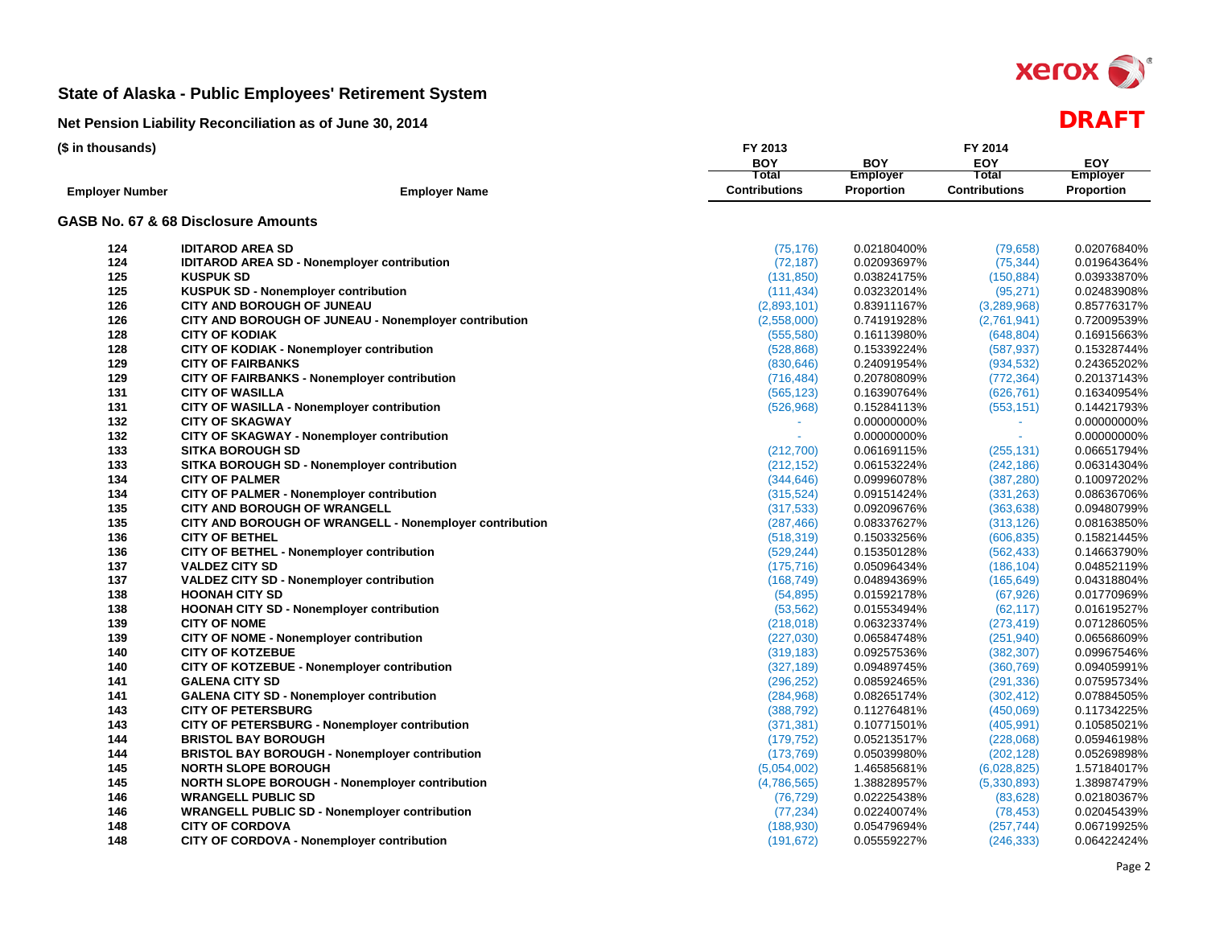# State of Alaska - Public Employees' Retirement System

## Net Pension Liability Reconciliation as of June 30, 2014

**DRAFT**

($ in thousands)

| Employer Number | Employer Name | FY 2013 BOY Total Contributions | BOY Employer Proportion | FY 2014 EOY Total Contributions | EOY Employer Proportion |
|---|---|---|---|---|---|
| **GASB No. 67 & 68 Disclosure Amounts** | | | | | |
| 124 | IDITAROD AREA SD | (75,176) | 0.02180400% | (79,658) | 0.02076840% |
| 124 | IDITAROD AREA SD - Nonemployer contribution | (72,187) | 0.02093697% | (75,344) | 0.01964364% |
| 125 | KUSPUK SD | (131,850) | 0.03824175% | (150,884) | 0.03933870% |
| 125 | KUSPUK SD - Nonemployer contribution | (111,434) | 0.03232014% | (95,271) | 0.02483908% |
| 126 | CITY AND BOROUGH OF JUNEAU | (2,893,101) | 0.83911167% | (3,289,968) | 0.85776317% |
| 126 | CITY AND BOROUGH OF JUNEAU - Nonemployer contribution | (2,558,000) | 0.74191928% | (2,761,941) | 0.72009539% |
| 128 | CITY OF KODIAK | (555,580) | 0.16113980% | (648,804) | 0.16915663% |
| 128 | CITY OF KODIAK - Nonemployer contribution | (528,868) | 0.15339224% | (587,937) | 0.15328744% |
| 129 | CITY OF FAIRBANKS | (830,646) | 0.24091954% | (934,532) | 0.24365202% |
| 129 | CITY OF FAIRBANKS - Nonemployer contribution | (716,484) | 0.20780809% | (772,364) | 0.20137143% |
| 131 | CITY OF WASILLA | (565,123) | 0.16390764% | (626,761) | 0.16340954% |
| 131 | CITY OF WASILLA - Nonemployer contribution | (526,968) | 0.15284113% | (553,151) | 0.14421793% |
| 132 | CITY OF SKAGWAY | - | 0.00000000% | - | 0.00000000% |
| 132 | CITY OF SKAGWAY - Nonemployer contribution | - | 0.00000000% | - | 0.00000000% |
| 133 | SITKA BOROUGH SD | (212,700) | 0.06169115% | (255,131) | 0.06651794% |
| 133 | SITKA BOROUGH SD - Nonemployer contribution | (212,152) | 0.06153224% | (242,186) | 0.06314304% |
| 134 | CITY OF PALMER | (344,646) | 0.09996078% | (387,280) | 0.10097202% |
| 134 | CITY OF PALMER - Nonemployer contribution | (315,524) | 0.09151424% | (331,263) | 0.08636706% |
| 135 | CITY AND BOROUGH OF WRANGELL | (317,533) | 0.09209676% | (363,638) | 0.09480799% |
| 135 | CITY AND BOROUGH OF WRANGELL - Nonemployer contribution | (287,466) | 0.08337627% | (313,126) | 0.08163850% |
| 136 | CITY OF BETHEL | (518,319) | 0.15033256% | (606,835) | 0.15821445% |
| 136 | CITY OF BETHEL - Nonemployer contribution | (529,244) | 0.15350128% | (562,433) | 0.14663790% |
| 137 | VALDEZ CITY SD | (175,716) | 0.05096434% | (186,104) | 0.04852119% |
| 137 | VALDEZ CITY SD - Nonemployer contribution | (168,749) | 0.04894369% | (165,649) | 0.04318804% |
| 138 | HOONAH CITY SD | (54,895) | 0.01592178% | (67,926) | 0.01770969% |
| 138 | HOONAH CITY SD - Nonemployer contribution | (53,562) | 0.01553494% | (62,117) | 0.01619527% |
| 139 | CITY OF NOME | (218,018) | 0.06323374% | (273,419) | 0.07128605% |
| 139 | CITY OF NOME - Nonemployer contribution | (227,030) | 0.06584748% | (251,940) | 0.06568609% |
| 140 | CITY OF KOTZEBUE | (319,183) | 0.09257536% | (382,307) | 0.09967546% |
| 140 | CITY OF KOTZEBUE - Nonemployer contribution | (327,189) | 0.09489745% | (360,769) | 0.09405991% |
| 141 | GALENA CITY SD | (296,252) | 0.08592465% | (291,336) | 0.07595734% |
| 141 | GALENA CITY SD - Nonemployer contribution | (284,968) | 0.08265174% | (302,412) | 0.07884505% |
| 143 | CITY OF PETERSBURG | (388,792) | 0.11276481% | (450,069) | 0.11734225% |
| 143 | CITY OF PETERSBURG - Nonemployer contribution | (371,381) | 0.10771501% | (405,991) | 0.10585021% |
| 144 | BRISTOL BAY BOROUGH | (179,752) | 0.05213517% | (228,068) | 0.05946198% |
| 144 | BRISTOL BAY BOROUGH - Nonemployer contribution | (173,769) | 0.05039980% | (202,128) | 0.05269898% |
| 145 | NORTH SLOPE BOROUGH | (5,054,002) | 1.46585681% | (6,028,825) | 1.57184017% |
| 145 | NORTH SLOPE BOROUGH - Nonemployer contribution | (4,786,565) | 1.38828957% | (5,330,893) | 1.38987479% |
| 146 | WRANGELL PUBLIC SD | (76,729) | 0.02225438% | (83,628) | 0.02180367% |
| 146 | WRANGELL PUBLIC SD - Nonemployer contribution | (77,234) | 0.02240074% | (78,453) | 0.02045439% |
| 148 | CITY OF CORDOVA | (188,930) | 0.05479694% | (257,744) | 0.06719925% |
| 148 | CITY OF CORDOVA - Nonemployer contribution | (191,672) | 0.05559227% | (246,333) | 0.06422424% |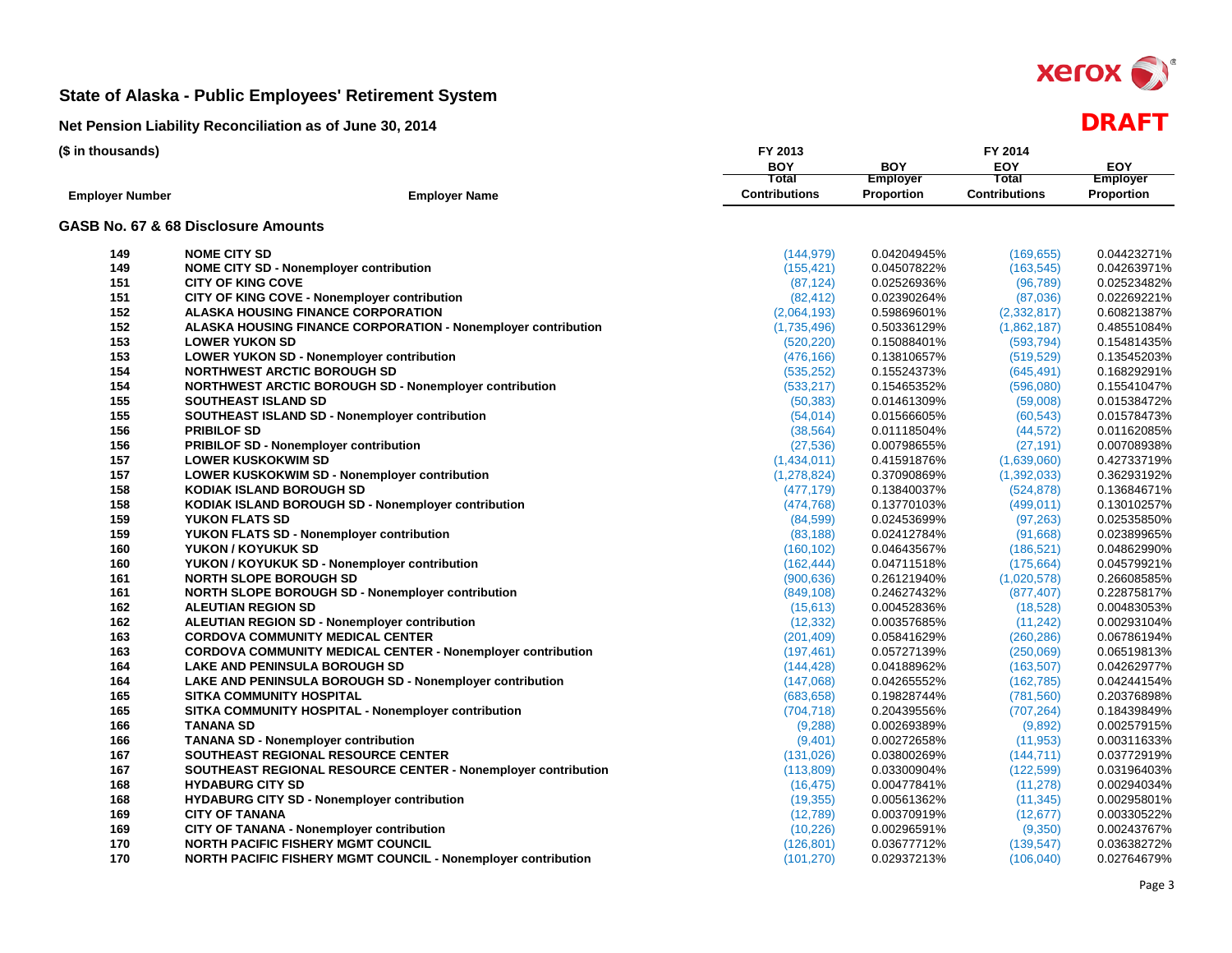# State of Alaska - Public Employees' Retirement System

**DRAFT**

## Net Pension Liability Reconciliation as of June 30, 2014

**($ in thousands)**

| Employer Number | Employer Name | FY 2013 BOY Total Contributions | BOY Employer Proportion | FY 2014 EOY Total Contributions | EOY Employer Proportion |
|---|---|---|---|---|---|
| **GASB No. 67 & 68 Disclosure Amounts** | | | | | |
| 149 | NOME CITY SD | (144,979) | 0.04204945% | (169,655) | 0.04423271% |
| 149 | NOME CITY SD - Nonemployer contribution | (155,421) | 0.04507822% | (163,545) | 0.04263971% |
| 151 | CITY OF KING COVE | (87,124) | 0.02526936% | (96,789) | 0.02523482% |
| 151 | CITY OF KING COVE - Nonemployer contribution | (82,412) | 0.02390264% | (87,036) | 0.02269221% |
| 152 | ALASKA HOUSING FINANCE CORPORATION | (2,064,193) | 0.59869601% | (2,332,817) | 0.60821387% |
| 152 | ALASKA HOUSING FINANCE CORPORATION - Nonemployer contribution | (1,735,496) | 0.50336129% | (1,862,187) | 0.48551084% |
| 153 | LOWER YUKON SD | (520,220) | 0.15088401% | (593,794) | 0.15481435% |
| 153 | LOWER YUKON SD - Nonemployer contribution | (476,166) | 0.13810657% | (519,529) | 0.13545203% |
| 154 | NORTHWEST ARCTIC BOROUGH SD | (535,252) | 0.15524373% | (645,491) | 0.16829291% |
| 154 | NORTHWEST ARCTIC BOROUGH SD - Nonemployer contribution | (533,217) | 0.15465352% | (596,080) | 0.15541047% |
| 155 | SOUTHEAST ISLAND SD | (50,383) | 0.01461309% | (59,008) | 0.01538472% |
| 155 | SOUTHEAST ISLAND SD - Nonemployer contribution | (54,014) | 0.01566605% | (60,543) | 0.01578473% |
| 156 | PRIBILOF SD | (38,564) | 0.01118504% | (44,572) | 0.01162085% |
| 156 | PRIBILOF SD - Nonemployer contribution | (27,536) | 0.00798655% | (27,191) | 0.00708938% |
| 157 | LOWER KUSKOKWIM SD | (1,434,011) | 0.41591876% | (1,639,060) | 0.42733719% |
| 157 | LOWER KUSKOKWIM SD - Nonemployer contribution | (1,278,824) | 0.37090869% | (1,392,033) | 0.36293192% |
| 158 | KODIAK ISLAND BOROUGH SD | (477,179) | 0.13840037% | (524,878) | 0.13684671% |
| 158 | KODIAK ISLAND BOROUGH SD - Nonemployer contribution | (474,768) | 0.13770103% | (499,011) | 0.13010257% |
| 159 | YUKON FLATS SD | (84,599) | 0.02453699% | (97,263) | 0.02535850% |
| 159 | YUKON FLATS SD - Nonemployer contribution | (83,188) | 0.02412784% | (91,668) | 0.02389965% |
| 160 | YUKON / KOYUKUK SD | (160,102) | 0.04643567% | (186,521) | 0.04862990% |
| 160 | YUKON / KOYUKUK SD - Nonemployer contribution | (162,444) | 0.04711518% | (175,664) | 0.04579921% |
| 161 | NORTH SLOPE BOROUGH SD | (900,636) | 0.26121940% | (1,020,578) | 0.26608585% |
| 161 | NORTH SLOPE BOROUGH SD - Nonemployer contribution | (849,108) | 0.24627432% | (877,407) | 0.22875817% |
| 162 | ALEUTIAN REGION SD | (15,613) | 0.00452836% | (18,528) | 0.00483053% |
| 162 | ALEUTIAN REGION SD - Nonemployer contribution | (12,332) | 0.00357685% | (11,242) | 0.00293104% |
| 163 | CORDOVA COMMUNITY MEDICAL CENTER | (201,409) | 0.05841629% | (260,286) | 0.06786194% |
| 163 | CORDOVA COMMUNITY MEDICAL CENTER - Nonemployer contribution | (197,461) | 0.05727139% | (250,069) | 0.06519813% |
| 164 | LAKE AND PENINSULA BOROUGH SD | (144,428) | 0.04188962% | (163,507) | 0.04262977% |
| 164 | LAKE AND PENINSULA BOROUGH SD - Nonemployer contribution | (147,068) | 0.04265552% | (162,785) | 0.04244154% |
| 165 | SITKA COMMUNITY HOSPITAL | (683,658) | 0.19828744% | (781,560) | 0.20376898% |
| 165 | SITKA COMMUNITY HOSPITAL - Nonemployer contribution | (704,718) | 0.20439556% | (707,264) | 0.18439849% |
| 166 | TANANA SD | (9,288) | 0.00269389% | (9,892) | 0.00257915% |
| 166 | TANANA SD - Nonemployer contribution | (9,401) | 0.00272658% | (11,953) | 0.00311633% |
| 167 | SOUTHEAST REGIONAL RESOURCE CENTER | (131,026) | 0.03800269% | (144,711) | 0.03772919% |
| 167 | SOUTHEAST REGIONAL RESOURCE CENTER - Nonemployer contribution | (113,809) | 0.03300904% | (122,599) | 0.03196403% |
| 168 | HYDABURG CITY SD | (16,475) | 0.00477841% | (11,278) | 0.00294034% |
| 168 | HYDABURG CITY SD - Nonemployer contribution | (19,355) | 0.00561362% | (11,345) | 0.00295801% |
| 169 | CITY OF TANANA | (12,789) | 0.00370919% | (12,677) | 0.00330522% |
| 169 | CITY OF TANANA - Nonemployer contribution | (10,226) | 0.00296591% | (9,350) | 0.00243767% |
| 170 | NORTH PACIFIC FISHERY MGMT COUNCIL | (126,801) | 0.03677712% | (139,547) | 0.03638272% |
| 170 | NORTH PACIFIC FISHERY MGMT COUNCIL - Nonemployer contribution | (101,270) | 0.02937213% | (106,040) | 0.02764679% |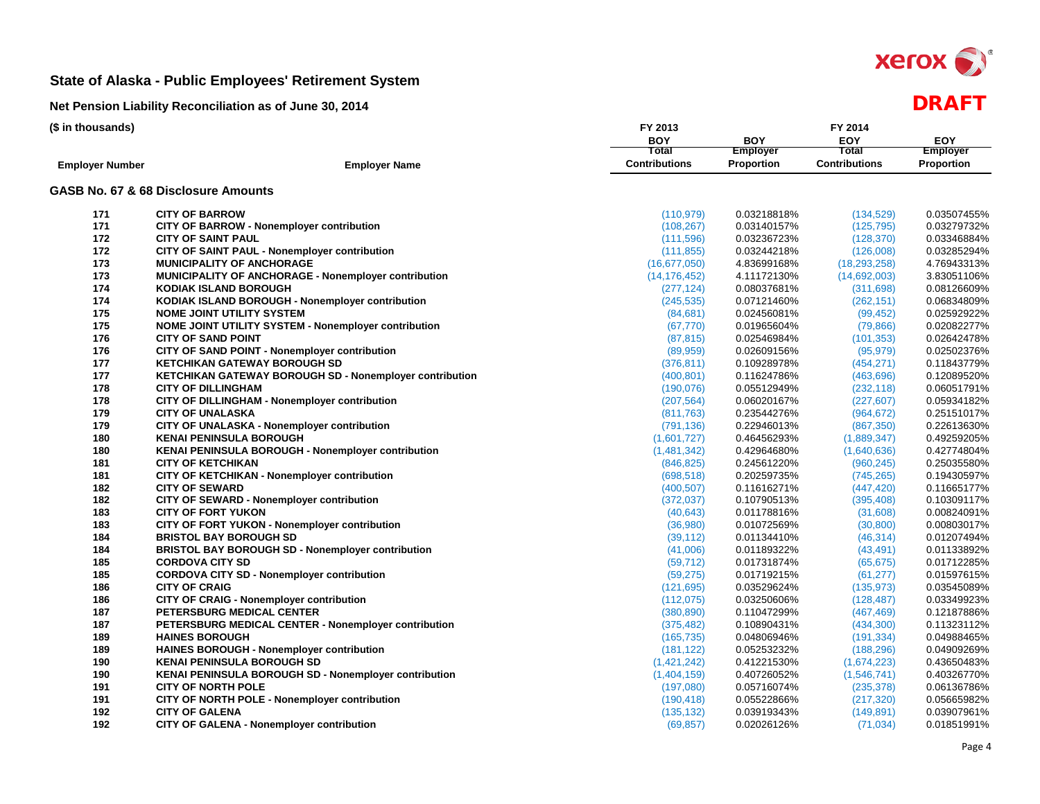# State of Alaska - Public Employees' Retirement System

## Net Pension Liability Reconciliation as of June 30, 2014

**DRAFT**

**($ in thousands)**

| Employer Number | Employer Name | FY 2013 BOY Total Contributions | BOY Employer Proportion | FY 2014 EOY Total Contributions | EOY Employer Proportion |
|---|---|---|---|---|---|
| **GASB No. 67 & 68 Disclosure Amounts** | | | | | |
| 171 | CITY OF BARROW | (110,979) | 0.03218818% | (134,529) | 0.03507455% |
| 171 | CITY OF BARROW - Nonemployer contribution | (108,267) | 0.03140157% | (125,795) | 0.03279732% |
| 172 | CITY OF SAINT PAUL | (111,596) | 0.03236723% | (128,370) | 0.03346884% |
| 172 | CITY OF SAINT PAUL - Nonemployer contribution | (111,855) | 0.03244218% | (126,008) | 0.03285294% |
| 173 | MUNICIPALITY OF ANCHORAGE | (16,677,050) | 4.83699168% | (18,293,258) | 4.76943313% |
| 173 | MUNICIPALITY OF ANCHORAGE - Nonemployer contribution | (14,176,452) | 4.11172130% | (14,692,003) | 3.83051106% |
| 174 | KODIAK ISLAND BOROUGH | (277,124) | 0.08037681% | (311,698) | 0.08126609% |
| 174 | KODIAK ISLAND BOROUGH - Nonemployer contribution | (245,535) | 0.07121460% | (262,151) | 0.06834809% |
| 175 | NOME JOINT UTILITY SYSTEM | (84,681) | 0.02456081% | (99,452) | 0.02592922% |
| 175 | NOME JOINT UTILITY SYSTEM - Nonemployer contribution | (67,770) | 0.01965604% | (79,866) | 0.02082277% |
| 176 | CITY OF SAND POINT | (87,815) | 0.02546984% | (101,353) | 0.02642478% |
| 176 | CITY OF SAND POINT - Nonemployer contribution | (89,959) | 0.02609156% | (95,979) | 0.02502376% |
| 177 | KETCHIKAN GATEWAY BOROUGH SD | (376,811) | 0.10928978% | (454,271) | 0.11843779% |
| 177 | KETCHIKAN GATEWAY BOROUGH SD - Nonemployer contribution | (400,801) | 0.11624786% | (463,696) | 0.12089520% |
| 178 | CITY OF DILLINGHAM | (190,076) | 0.05512949% | (232,118) | 0.06051791% |
| 178 | CITY OF DILLINGHAM - Nonemployer contribution | (207,564) | 0.06020167% | (227,607) | 0.05934182% |
| 179 | CITY OF UNALASKA | (811,763) | 0.23544276% | (964,672) | 0.25151017% |
| 179 | CITY OF UNALASKA - Nonemployer contribution | (791,136) | 0.22946013% | (867,350) | 0.22613630% |
| 180 | KENAI PENINSULA BOROUGH | (1,601,727) | 0.46456293% | (1,889,347) | 0.49259205% |
| 180 | KENAI PENINSULA BOROUGH - Nonemployer contribution | (1,481,342) | 0.42964680% | (1,640,636) | 0.42774804% |
| 181 | CITY OF KETCHIKAN | (846,825) | 0.24561220% | (960,245) | 0.25035580% |
| 181 | CITY OF KETCHIKAN - Nonemployer contribution | (698,518) | 0.20259735% | (745,265) | 0.19430597% |
| 182 | CITY OF SEWARD | (400,507) | 0.11616271% | (447,420) | 0.11665177% |
| 182 | CITY OF SEWARD - Nonemployer contribution | (372,037) | 0.10790513% | (395,408) | 0.10309117% |
| 183 | CITY OF FORT YUKON | (40,643) | 0.01178816% | (31,608) | 0.00824091% |
| 183 | CITY OF FORT YUKON - Nonemployer contribution | (36,980) | 0.01072569% | (30,800) | 0.00803017% |
| 184 | BRISTOL BAY BOROUGH SD | (39,112) | 0.01134410% | (46,314) | 0.01207494% |
| 184 | BRISTOL BAY BOROUGH SD - Nonemployer contribution | (41,006) | 0.01189322% | (43,491) | 0.01133892% |
| 185 | CORDOVA CITY SD | (59,712) | 0.01731874% | (65,675) | 0.01712285% |
| 185 | CORDOVA CITY SD - Nonemployer contribution | (59,275) | 0.01719215% | (61,277) | 0.01597615% |
| 186 | CITY OF CRAIG | (121,695) | 0.03529624% | (135,973) | 0.03545089% |
| 186 | CITY OF CRAIG - Nonemployer contribution | (112,075) | 0.03250606% | (128,487) | 0.03349923% |
| 187 | PETERSBURG MEDICAL CENTER | (380,890) | 0.11047299% | (467,469) | 0.12187886% |
| 187 | PETERSBURG MEDICAL CENTER - Nonemployer contribution | (375,482) | 0.10890431% | (434,300) | 0.11323112% |
| 189 | HAINES BOROUGH | (165,735) | 0.04806946% | (191,334) | 0.04988465% |
| 189 | HAINES BOROUGH - Nonemployer contribution | (181,122) | 0.05253232% | (188,296) | 0.04909269% |
| 190 | KENAI PENINSULA BOROUGH SD | (1,421,242) | 0.41221530% | (1,674,223) | 0.43650483% |
| 190 | KENAI PENINSULA BOROUGH SD - Nonemployer contribution | (1,404,159) | 0.40726052% | (1,546,741) | 0.40326770% |
| 191 | CITY OF NORTH POLE | (197,080) | 0.05716074% | (235,378) | 0.06136786% |
| 191 | CITY OF NORTH POLE - Nonemployer contribution | (190,418) | 0.05522866% | (217,320) | 0.05665982% |
| 192 | CITY OF GALENA | (135,132) | 0.03919343% | (149,891) | 0.03907961% |
| 192 | CITY OF GALENA - Nonemployer contribution | (69,857) | 0.02026126% | (71,034) | 0.01851991% |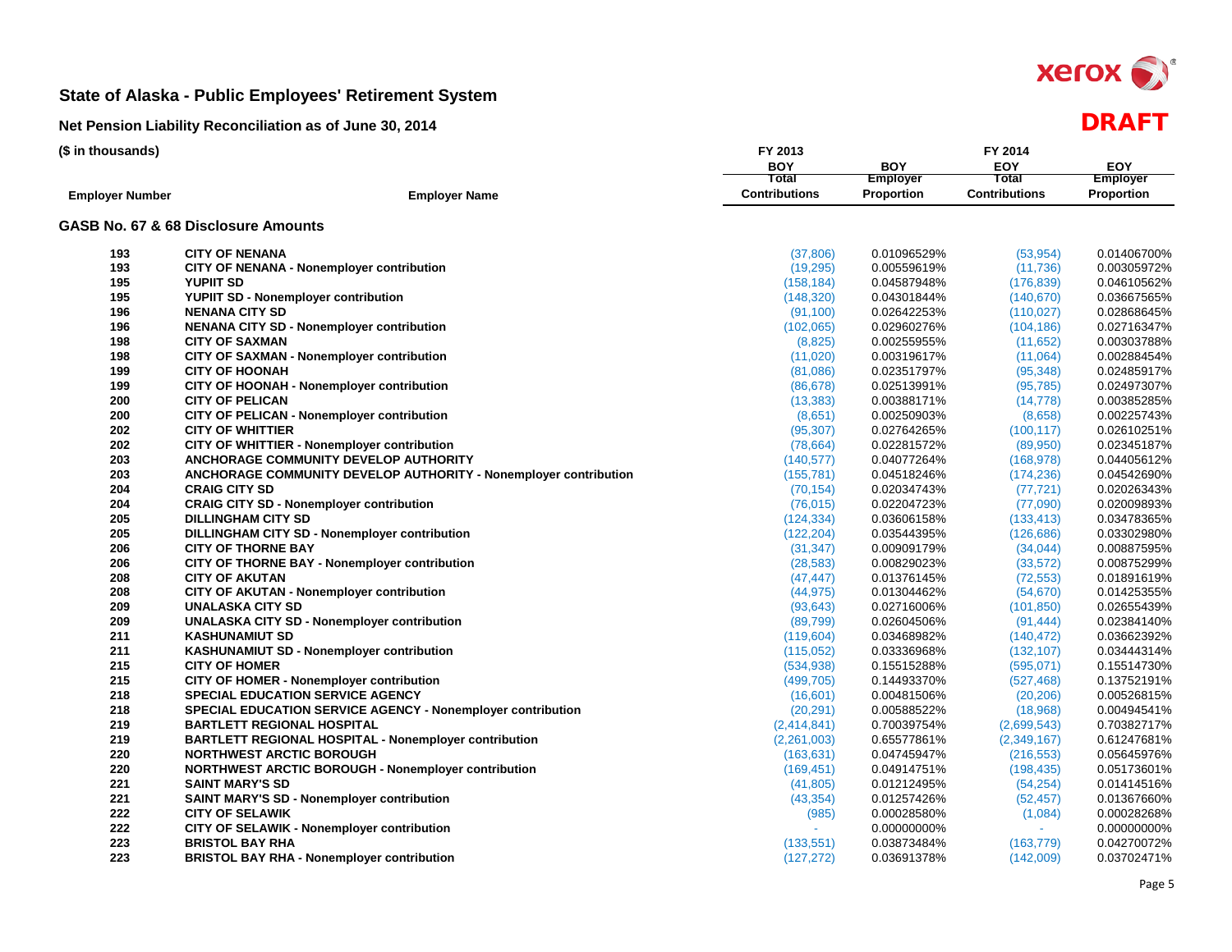# State of Alaska - Public Employees' Retirement System

**DRAFT**

## Net Pension Liability Reconciliation as of June 30, 2014

**($ in thousands)**

| Employer Number | Employer Name | FY 2013 BOY Total Contributions | BOY Employer Proportion | FY 2014 EOY Total Contributions | EOY Employer Proportion |
|---|---|---|---|---|---|
| **GASB No. 67 & 68 Disclosure Amounts** | | | | | |
| 193 | CITY OF NENANA | (37,806) | 0.01096529% | (53,954) | 0.01406700% |
| 193 | CITY OF NENANA - Nonemployer contribution | (19,295) | 0.00559619% | (11,736) | 0.00305972% |
| 195 | YUPIIT SD | (158,184) | 0.04587948% | (176,839) | 0.04610562% |
| 195 | YUPIIT SD - Nonemployer contribution | (148,320) | 0.04301844% | (140,670) | 0.03667565% |
| 196 | NENANA CITY SD | (91,100) | 0.02642253% | (110,027) | 0.02868645% |
| 196 | NENANA CITY SD - Nonemployer contribution | (102,065) | 0.02960276% | (104,186) | 0.02716347% |
| 198 | CITY OF SAXMAN | (8,825) | 0.00255955% | (11,652) | 0.00303788% |
| 198 | CITY OF SAXMAN - Nonemployer contribution | (11,020) | 0.00319617% | (11,064) | 0.00288454% |
| 199 | CITY OF HOONAH | (81,086) | 0.02351797% | (95,348) | 0.02485917% |
| 199 | CITY OF HOONAH - Nonemployer contribution | (86,678) | 0.02513991% | (95,785) | 0.02497307% |
| 200 | CITY OF PELICAN | (13,383) | 0.00388171% | (14,778) | 0.00385285% |
| 200 | CITY OF PELICAN - Nonemployer contribution | (8,651) | 0.00250903% | (8,658) | 0.00225743% |
| 202 | CITY OF WHITTIER | (95,307) | 0.02764265% | (100,117) | 0.02610251% |
| 202 | CITY OF WHITTIER - Nonemployer contribution | (78,664) | 0.02281572% | (89,950) | 0.02345187% |
| 203 | ANCHORAGE COMMUNITY DEVELOP AUTHORITY | (140,577) | 0.04077264% | (168,978) | 0.04405612% |
| 203 | ANCHORAGE COMMUNITY DEVELOP AUTHORITY - Nonemployer contribution | (155,781) | 0.04518246% | (174,236) | 0.04542690% |
| 204 | CRAIG CITY SD | (70,154) | 0.02034743% | (77,721) | 0.02026343% |
| 204 | CRAIG CITY SD - Nonemployer contribution | (76,015) | 0.02204723% | (77,090) | 0.02009893% |
| 205 | DILLINGHAM CITY SD | (124,334) | 0.03606158% | (133,413) | 0.03478365% |
| 205 | DILLINGHAM CITY SD - Nonemployer contribution | (122,204) | 0.03544395% | (126,686) | 0.03302980% |
| 206 | CITY OF THORNE BAY | (31,347) | 0.00909179% | (34,044) | 0.00887595% |
| 206 | CITY OF THORNE BAY - Nonemployer contribution | (28,583) | 0.00829023% | (33,572) | 0.00875299% |
| 208 | CITY OF AKUTAN | (47,447) | 0.01376145% | (72,553) | 0.01891619% |
| 208 | CITY OF AKUTAN - Nonemployer contribution | (44,975) | 0.01304462% | (54,670) | 0.01425355% |
| 209 | UNALASKA CITY SD | (93,643) | 0.02716006% | (101,850) | 0.02655439% |
| 209 | UNALASKA CITY SD - Nonemployer contribution | (89,799) | 0.02604506% | (91,444) | 0.02384140% |
| 211 | KASHUNAMIUT SD | (119,604) | 0.03468982% | (140,472) | 0.03662392% |
| 211 | KASHUNAMIUT SD - Nonemployer contribution | (115,052) | 0.03336968% | (132,107) | 0.03444314% |
| 215 | CITY OF HOMER | (534,938) | 0.15515288% | (595,071) | 0.15514730% |
| 215 | CITY OF HOMER - Nonemployer contribution | (499,705) | 0.14493370% | (527,468) | 0.13752191% |
| 218 | SPECIAL EDUCATION SERVICE AGENCY | (16,601) | 0.00481506% | (20,206) | 0.00526815% |
| 218 | SPECIAL EDUCATION SERVICE AGENCY - Nonemployer contribution | (20,291) | 0.00588522% | (18,968) | 0.00494541% |
| 219 | BARTLETT REGIONAL HOSPITAL | (2,414,841) | 0.70039754% | (2,699,543) | 0.70382717% |
| 219 | BARTLETT REGIONAL HOSPITAL - Nonemployer contribution | (2,261,003) | 0.65577861% | (2,349,167) | 0.61247681% |
| 220 | NORTHWEST ARCTIC BOROUGH | (163,631) | 0.04745947% | (216,553) | 0.05645976% |
| 220 | NORTHWEST ARCTIC BOROUGH - Nonemployer contribution | (169,451) | 0.04914751% | (198,435) | 0.05173601% |
| 221 | SAINT MARY'S SD | (41,805) | 0.01212495% | (54,254) | 0.01414516% |
| 221 | SAINT MARY'S SD - Nonemployer contribution | (43,354) | 0.01257426% | (52,457) | 0.01367660% |
| 222 | CITY OF SELAWIK | (985) | 0.00028580% | (1,084) | 0.00028268% |
| 222 | CITY OF SELAWIK - Nonemployer contribution | - | 0.00000000% | - | 0.00000000% |
| 223 | BRISTOL BAY RHA | (133,551) | 0.03873484% | (163,779) | 0.04270072% |
| 223 | BRISTOL BAY RHA - Nonemployer contribution | (127,272) | 0.03691378% | (142,009) | 0.03702471% |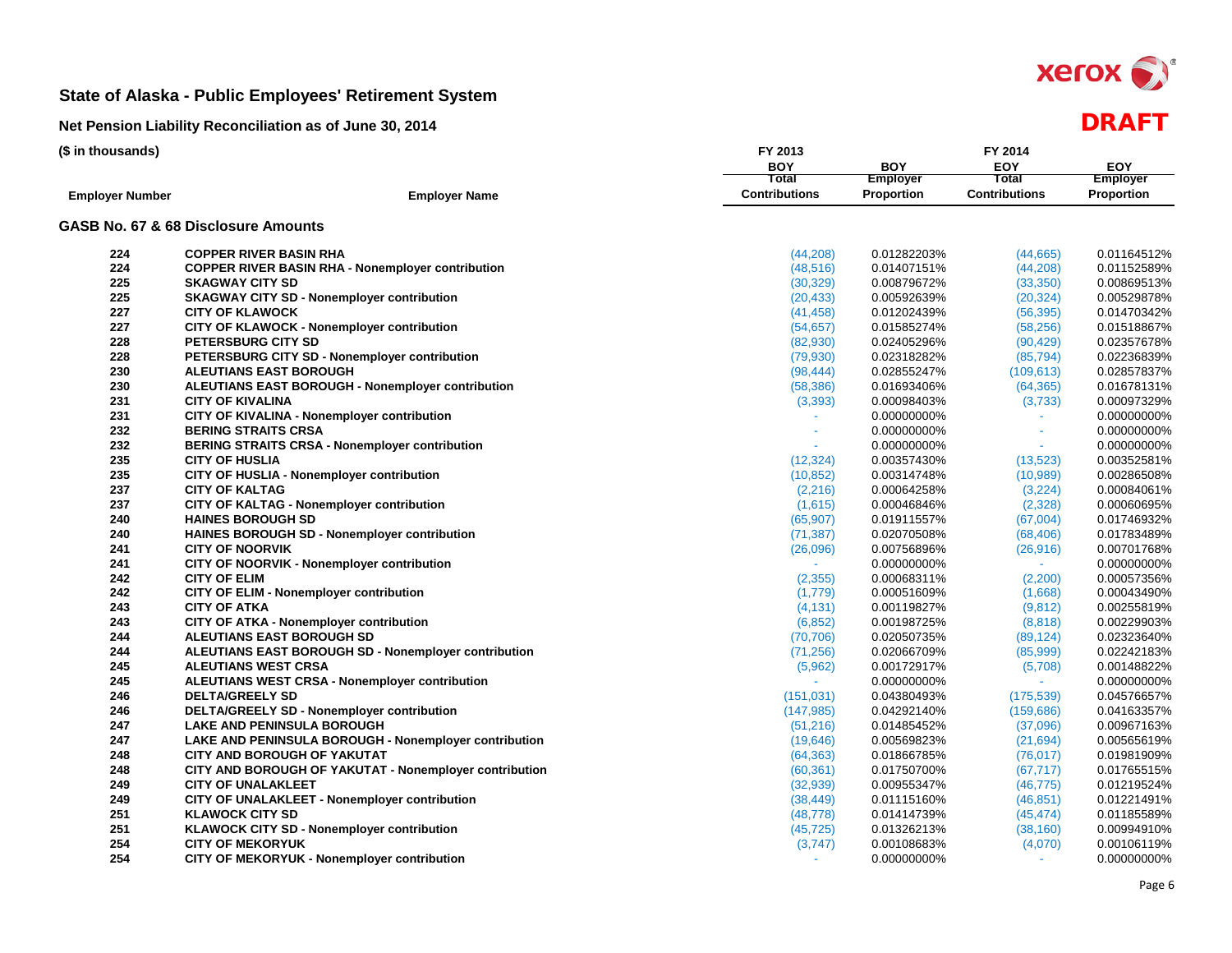# State of Alaska - Public Employees' Retirement System

## Net Pension Liability Reconciliation as of June 30, 2014

**DRAFT**

($ in thousands)

| Employer Number | Employer Name | FY 2013 BOY Total Contributions | BOY Employer Proportion | FY 2014 EOY Total Contributions | EOY Employer Proportion |
|---|---|---|---|---|---|
| **GASB No. 67 & 68 Disclosure Amounts** | | | | | |
| 224 | COPPER RIVER BASIN RHA | (44,208) | 0.01282203% | (44,665) | 0.01164512% |
| 224 | COPPER RIVER BASIN RHA - Nonemployer contribution | (48,516) | 0.01407151% | (44,208) | 0.01152589% |
| 225 | SKAGWAY CITY SD | (30,329) | 0.00879672% | (33,350) | 0.00869513% |
| 225 | SKAGWAY CITY SD - Nonemployer contribution | (20,433) | 0.00592639% | (20,324) | 0.00529878% |
| 227 | CITY OF KLAWOCK | (41,458) | 0.01202439% | (56,395) | 0.01470342% |
| 227 | CITY OF KLAWOCK - Nonemployer contribution | (54,657) | 0.01585274% | (58,256) | 0.01518867% |
| 228 | PETERSBURG CITY SD | (82,930) | 0.02405296% | (90,429) | 0.02357678% |
| 228 | PETERSBURG CITY SD - Nonemployer contribution | (79,930) | 0.02318282% | (85,794) | 0.02236839% |
| 230 | ALEUTIANS EAST BOROUGH | (98,444) | 0.02855247% | (109,613) | 0.02857837% |
| 230 | ALEUTIANS EAST BOROUGH - Nonemployer contribution | (58,386) | 0.01693406% | (64,365) | 0.01678131% |
| 231 | CITY OF KIVALINA | (3,393) | 0.00098403% | (3,733) | 0.00097329% |
| 231 | CITY OF KIVALINA - Nonemployer contribution | - | 0.00000000% | - | 0.00000000% |
| 232 | BERING STRAITS CRSA | - | 0.00000000% | - | 0.00000000% |
| 232 | BERING STRAITS CRSA - Nonemployer contribution | - | 0.00000000% | - | 0.00000000% |
| 235 | CITY OF HUSLIA | (12,324) | 0.00357430% | (13,523) | 0.00352581% |
| 235 | CITY OF HUSLIA - Nonemployer contribution | (10,852) | 0.00314748% | (10,989) | 0.00286508% |
| 237 | CITY OF KALTAG | (2,216) | 0.00064258% | (3,224) | 0.00084061% |
| 237 | CITY OF KALTAG - Nonemployer contribution | (1,615) | 0.00046846% | (2,328) | 0.00060695% |
| 240 | HAINES BOROUGH SD | (65,907) | 0.01911557% | (67,004) | 0.01746932% |
| 240 | HAINES BOROUGH SD - Nonemployer contribution | (71,387) | 0.02070508% | (68,406) | 0.01783489% |
| 241 | CITY OF NOORVIK | (26,096) | 0.00756896% | (26,916) | 0.00701768% |
| 241 | CITY OF NOORVIK - Nonemployer contribution | - | 0.00000000% | - | 0.00000000% |
| 242 | CITY OF ELIM | (2,355) | 0.00068311% | (2,200) | 0.00057356% |
| 242 | CITY OF ELIM - Nonemployer contribution | (1,779) | 0.00051609% | (1,668) | 0.00043490% |
| 243 | CITY OF ATKA | (4,131) | 0.00119827% | (9,812) | 0.00255819% |
| 243 | CITY OF ATKA - Nonemployer contribution | (6,852) | 0.00198725% | (8,818) | 0.00229903% |
| 244 | ALEUTIANS EAST BOROUGH SD | (70,706) | 0.02050735% | (89,124) | 0.02323640% |
| 244 | ALEUTIANS EAST BOROUGH SD - Nonemployer contribution | (71,256) | 0.02066709% | (85,999) | 0.02242183% |
| 245 | ALEUTIANS WEST CRSA | (5,962) | 0.00172917% | (5,708) | 0.00148822% |
| 245 | ALEUTIANS WEST CRSA - Nonemployer contribution | - | 0.00000000% | - | 0.00000000% |
| 246 | DELTA/GREELY SD | (151,031) | 0.04380493% | (175,539) | 0.04576657% |
| 246 | DELTA/GREELY SD - Nonemployer contribution | (147,985) | 0.04292140% | (159,686) | 0.04163357% |
| 247 | LAKE AND PENINSULA BOROUGH | (51,216) | 0.01485452% | (37,096) | 0.00967163% |
| 247 | LAKE AND PENINSULA BOROUGH - Nonemployer contribution | (19,646) | 0.00569823% | (21,694) | 0.00565619% |
| 248 | CITY AND BOROUGH OF YAKUTAT | (64,363) | 0.01866785% | (76,017) | 0.01981909% |
| 248 | CITY AND BOROUGH OF YAKUTAT - Nonemployer contribution | (60,361) | 0.01750700% | (67,717) | 0.01765515% |
| 249 | CITY OF UNALAKLEET | (32,939) | 0.00955347% | (46,775) | 0.01219524% |
| 249 | CITY OF UNALAKLEET - Nonemployer contribution | (38,449) | 0.01115160% | (46,851) | 0.01221491% |
| 251 | KLAWOCK CITY SD | (48,778) | 0.01414739% | (45,474) | 0.01185589% |
| 251 | KLAWOCK CITY SD - Nonemployer contribution | (45,725) | 0.01326213% | (38,160) | 0.00994910% |
| 254 | CITY OF MEKORYUK | (3,747) | 0.00108683% | (4,070) | 0.00106119% |
| 254 | CITY OF MEKORYUK - Nonemployer contribution | - | 0.00000000% | - | 0.00000000% |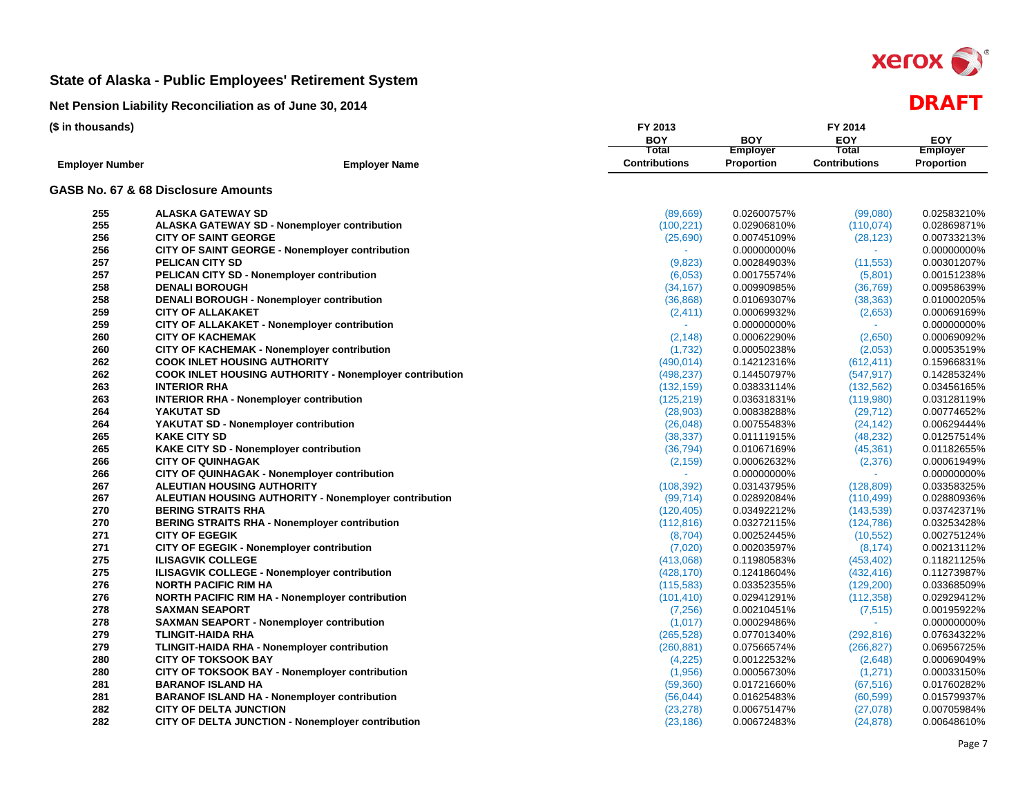# State of Alaska - Public Employees' Retirement System

## Net Pension Liability Reconciliation as of June 30, 2014

**DRAFT**

($ in thousands)

| Employer Number | Employer Name | FY 2013 BOY Total Contributions | BOY Employer Proportion | FY 2014 EOY Total Contributions | EOY Employer Proportion |
|---|---|---|---|---|---|
| **GASB No. 67 & 68 Disclosure Amounts** | | | | | |
| 255 | ALASKA GATEWAY SD | (89,669) | 0.02600757% | (99,080) | 0.02583210% |
| 255 | ALASKA GATEWAY SD - Nonemployer contribution | (100,221) | 0.02906810% | (110,074) | 0.02869871% |
| 256 | CITY OF SAINT GEORGE | (25,690) | 0.00745109% | (28,123) | 0.00733213% |
| 256 | CITY OF SAINT GEORGE - Nonemployer contribution | - | 0.00000000% | - | 0.00000000% |
| 257 | PELICAN CITY SD | (9,823) | 0.00284903% | (11,553) | 0.00301207% |
| 257 | PELICAN CITY SD - Nonemployer contribution | (6,053) | 0.00175574% | (5,801) | 0.00151238% |
| 258 | DENALI BOROUGH | (34,167) | 0.00990985% | (36,769) | 0.00958639% |
| 258 | DENALI BOROUGH - Nonemployer contribution | (36,868) | 0.01069307% | (38,363) | 0.01000205% |
| 259 | CITY OF ALLAKAKET | (2,411) | 0.00069932% | (2,653) | 0.00069169% |
| 259 | CITY OF ALLAKAKET - Nonemployer contribution | - | 0.00000000% | - | 0.00000000% |
| 260 | CITY OF KACHEMAK | (2,148) | 0.00062290% | (2,650) | 0.00069092% |
| 260 | CITY OF KACHEMAK - Nonemployer contribution | (1,732) | 0.00050238% | (2,053) | 0.00053519% |
| 262 | COOK INLET HOUSING AUTHORITY | (490,014) | 0.14212316% | (612,411) | 0.15966831% |
| 262 | COOK INLET HOUSING AUTHORITY - Nonemployer contribution | (498,237) | 0.14450797% | (547,917) | 0.14285324% |
| 263 | INTERIOR RHA | (132,159) | 0.03833114% | (132,562) | 0.03456165% |
| 263 | INTERIOR RHA - Nonemployer contribution | (125,219) | 0.03631831% | (119,980) | 0.03128119% |
| 264 | YAKUTAT SD | (28,903) | 0.00838288% | (29,712) | 0.00774652% |
| 264 | YAKUTAT SD - Nonemployer contribution | (26,048) | 0.00755483% | (24,142) | 0.00629444% |
| 265 | KAKE CITY SD | (38,337) | 0.01111915% | (48,232) | 0.01257514% |
| 265 | KAKE CITY SD - Nonemployer contribution | (36,794) | 0.01067169% | (45,361) | 0.01182655% |
| 266 | CITY OF QUINHAGAK | (2,159) | 0.00062632% | (2,376) | 0.00061949% |
| 266 | CITY OF QUINHAGAK - Nonemployer contribution | - | 0.00000000% | - | 0.00000000% |
| 267 | ALEUTIAN HOUSING AUTHORITY | (108,392) | 0.03143795% | (128,809) | 0.03358325% |
| 267 | ALEUTIAN HOUSING AUTHORITY - Nonemployer contribution | (99,714) | 0.02892084% | (110,499) | 0.02880936% |
| 270 | BERING STRAITS RHA | (120,405) | 0.03492212% | (143,539) | 0.03742371% |
| 270 | BERING STRAITS RHA - Nonemployer contribution | (112,816) | 0.03272115% | (124,786) | 0.03253428% |
| 271 | CITY OF EGEGIK | (8,704) | 0.00252445% | (10,552) | 0.00275124% |
| 271 | CITY OF EGEGIK - Nonemployer contribution | (7,020) | 0.00203597% | (8,174) | 0.00213112% |
| 275 | ILISAGVIK COLLEGE | (413,068) | 0.11980583% | (453,402) | 0.11821125% |
| 275 | ILISAGVIK COLLEGE - Nonemployer contribution | (428,170) | 0.12418604% | (432,416) | 0.11273987% |
| 276 | NORTH PACIFIC RIM HA | (115,583) | 0.03352355% | (129,200) | 0.03368509% |
| 276 | NORTH PACIFIC RIM HA - Nonemployer contribution | (101,410) | 0.02941291% | (112,358) | 0.02929412% |
| 278 | SAXMAN SEAPORT | (7,256) | 0.00210451% | (7,515) | 0.00195922% |
| 278 | SAXMAN SEAPORT - Nonemployer contribution | (1,017) | 0.00029486% | - | 0.00000000% |
| 279 | TLINGIT-HAIDA RHA | (265,528) | 0.07701340% | (292,816) | 0.07634322% |
| 279 | TLINGIT-HAIDA RHA - Nonemployer contribution | (260,881) | 0.07566574% | (266,827) | 0.06956725% |
| 280 | CITY OF TOKSOOK BAY | (4,225) | 0.00122532% | (2,648) | 0.00069049% |
| 280 | CITY OF TOKSOOK BAY - Nonemployer contribution | (1,956) | 0.00056730% | (1,271) | 0.00033150% |
| 281 | BARANOF ISLAND HA | (59,360) | 0.01721660% | (67,516) | 0.01760282% |
| 281 | BARANOF ISLAND HA - Nonemployer contribution | (56,044) | 0.01625483% | (60,599) | 0.01579937% |
| 282 | CITY OF DELTA JUNCTION | (23,278) | 0.00675147% | (27,078) | 0.00705984% |
| 282 | CITY OF DELTA JUNCTION - Nonemployer contribution | (23,186) | 0.00672483% | (24,878) | 0.00648610% |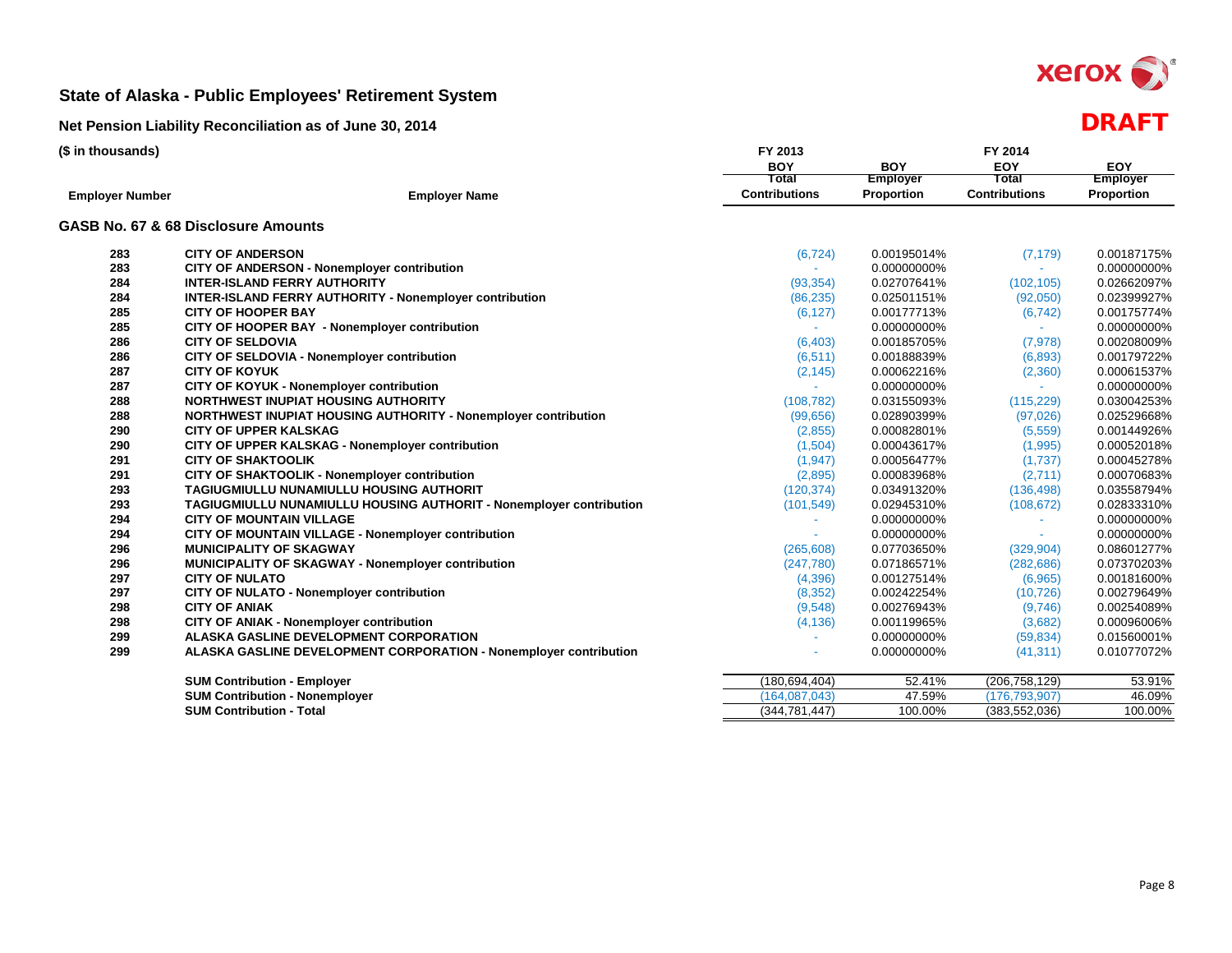# State of Alaska - Public Employees' Retirement System

## Net Pension Liability Reconciliation as of June 30, 2014

DRAFT

($ in thousands)

| Employer Number | Employer Name | FY 2013 BOY Total Contributions | BOY Employer Proportion | FY 2014 EOY Total Contributions | EOY Employer Proportion |
|---|---|---|---|---|---|
| **GASB No. 67 & 68 Disclosure Amounts** | | | | | |
| 283 | CITY OF ANDERSON | (6,724) | 0.00195014% | (7,179) | 0.00187175% |
| 283 | CITY OF ANDERSON - Nonemployer contribution | - | 0.00000000% | - | 0.00000000% |
| 284 | INTER-ISLAND FERRY AUTHORITY | (93,354) | 0.02707641% | (102,105) | 0.02662097% |
| 284 | INTER-ISLAND FERRY AUTHORITY - Nonemployer contribution | (86,235) | 0.02501151% | (92,050) | 0.02399927% |
| 285 | CITY OF HOOPER BAY | (6,127) | 0.00177713% | (6,742) | 0.00175774% |
| 285 | CITY OF HOOPER BAY - Nonemployer contribution | - | 0.00000000% | - | 0.00000000% |
| 286 | CITY OF SELDOVIA | (6,403) | 0.00185705% | (7,978) | 0.00208009% |
| 286 | CITY OF SELDOVIA - Nonemployer contribution | (6,511) | 0.00188839% | (6,893) | 0.00179722% |
| 287 | CITY OF KOYUK | (2,145) | 0.00062216% | (2,360) | 0.00061537% |
| 287 | CITY OF KOYUK - Nonemployer contribution | - | 0.00000000% | - | 0.00000000% |
| 288 | NORTHWEST INUPIAT HOUSING AUTHORITY | (108,782) | 0.03155093% | (115,229) | 0.03004253% |
| 288 | NORTHWEST INUPIAT HOUSING AUTHORITY - Nonemployer contribution | (99,656) | 0.02890399% | (97,026) | 0.02529668% |
| 290 | CITY OF UPPER KALSKAG | (2,855) | 0.00082801% | (5,559) | 0.00144926% |
| 290 | CITY OF UPPER KALSKAG - Nonemployer contribution | (1,504) | 0.00043617% | (1,995) | 0.00052018% |
| 291 | CITY OF SHAKTOOLIK | (1,947) | 0.00056477% | (1,737) | 0.00045278% |
| 291 | CITY OF SHAKTOOLIK - Nonemployer contribution | (2,895) | 0.00083968% | (2,711) | 0.00070683% |
| 293 | TAGIUGMIULLU NUNAMIULLU HOUSING AUTHORIT | (120,374) | 0.03491320% | (136,498) | 0.03558794% |
| 293 | TAGIUGMIULLU NUNAMIULLU HOUSING AUTHORIT - Nonemployer contribution | (101,549) | 0.02945310% | (108,672) | 0.02833310% |
| 294 | CITY OF MOUNTAIN VILLAGE | - | 0.00000000% | - | 0.00000000% |
| 294 | CITY OF MOUNTAIN VILLAGE - Nonemployer contribution | - | 0.00000000% | - | 0.00000000% |
| 296 | MUNICIPALITY OF SKAGWAY | (265,608) | 0.07703650% | (329,904) | 0.08601277% |
| 296 | MUNICIPALITY OF SKAGWAY - Nonemployer contribution | (247,780) | 0.07186571% | (282,686) | 0.07370203% |
| 297 | CITY OF NULATO | (4,396) | 0.00127514% | (6,965) | 0.00181600% |
| 297 | CITY OF NULATO - Nonemployer contribution | (8,352) | 0.00242254% | (10,726) | 0.00279649% |
| 298 | CITY OF ANIAK | (9,548) | 0.00276943% | (9,746) | 0.00254089% |
| 298 | CITY OF ANIAK - Nonemployer contribution | (4,136) | 0.00119965% | (3,682) | 0.00096006% |
| 299 | ALASKA GASLINE DEVELOPMENT CORPORATION | - | 0.00000000% | (59,834) | 0.01560001% |
| 299 | ALASKA GASLINE DEVELOPMENT CORPORATION - Nonemployer contribution | - | 0.00000000% | (41,311) | 0.01077072% |
| | SUM Contribution - Employer | (180,694,404) | 52.41% | (206,758,129) | 53.91% |
| | SUM Contribution - Nonemployer | (164,087,043) | 47.59% | (176,793,907) | 46.09% |
| | SUM Contribution - Total | (344,781,447) | 100.00% | (383,552,036) | 100.00% |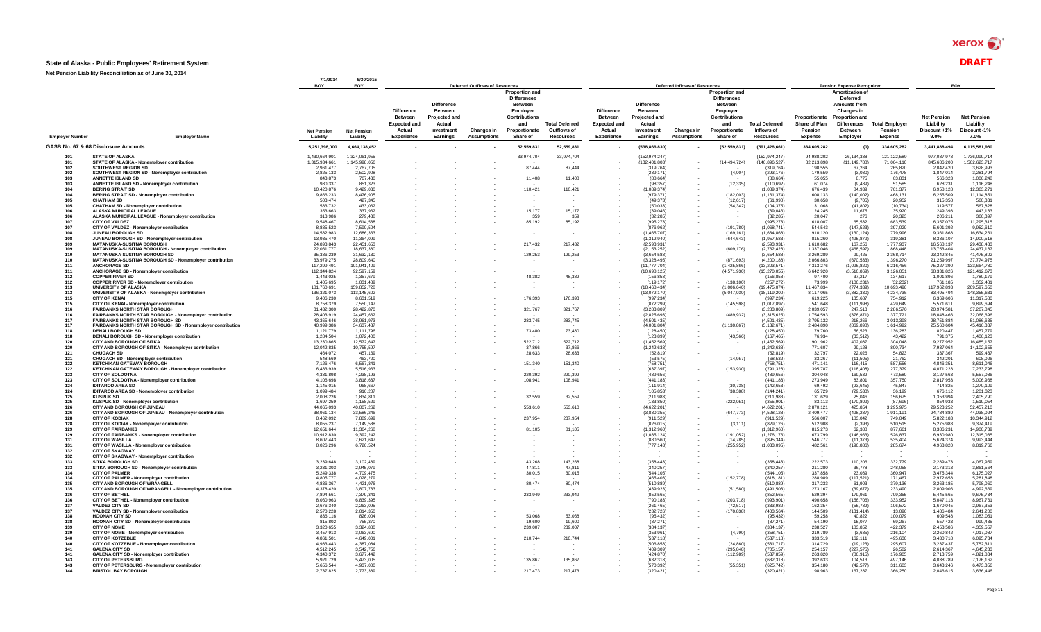# State of Alaska - Public Employees' Retirement System

**Net Pension Liability Reconciliation as of June 30, 2014**

| Employer Number | Employer Name | BOY 7/1/2014 Net Pension Liability | EOY 6/30/2015 Net Pension Liability | Deferred Outflows of Resources: Difference Between Expected and Actual Experience | Deferred Outflows of Resources: Difference Between Projected and Actual Investment Earnings | Deferred Outflows of Resources: Changes in Assumptions | Deferred Outflows of Resources: Proportion and Differences Between Employer Contributions and Proportionate Share of | Total Deferred Outflows of Resources | Deferred Inflows of Resources: Difference Between Expected and Actual Experience | Deferred Inflows of Resources: Difference Between Projected and Actual Investment Earnings | Deferred Inflows of Resources: Changes in Assumptions | Deferred Inflows of Resources: Proportion and Differences Between Employer Contributions and Proportionate Share of | Total Deferred Inflows of Resources | Pension Expense Recognized: Proportionate Share of Plan Pension Expense | Pension Expense Recognized: Amortization of Deferred Amounts from Changes in Proportion and Differences Between Employer | Pension Expense Recognized: Total Employer Pension Expense | EOY Net Pension Liability Discount +1% 9.0% | EOY Net Pension Liability Discount -1% 7.0% |
|---|---|---|---|---|---|---|---|---|---|---|---|---|---|---|---|---|---|---|
| **GASB No. 67 & 68 Disclosure Amounts** | | **5,251,398,000** | **4,664,138,452** | **-** | **-** | **-** | **52,559,831** | **52,559,831** | **-** | **(538,866,830)** | **-** | **(52,559,831)** | **(591,426,661)** | **334,605,282** | **(0)** | **334,605,282** | **3,441,888,494** | **6,115,581,980** |
| 101 | STATE OF ALASKA | 1,430,664,901 | 1,324,061,955 | - | - | - | 33,974,704 | 33,974,704 | - | (152,974,247) | - | - | (152,974,247) | 94,988,202 | 26,134,388 | 121,122,589 | 977,087,978 | 1,736,099,714 |
| 101 | STATE OF ALASKA - Nonemployer contribution | 1,315,934,661 | 1,145,998,056 | - | - | - | - | - | - | (132,403,803) | - | (14,494,724) | (146,898,527) | 82,213,898 | (11,149,788) | 71,064,110 | 845,686,200 | 1,502,623,717 |
| 102 | SOUTHWEST REGION SD | 2,961,477 | 2,767,705 | - | - | - | 87,444 | 87,444 | - | (319,764) | - | - | (319,764) | 198,555 | 67,264 | 265,820 | 2,042,420 | 3,628,993 |
| 102 | SOUTHWEST REGION SD - Nonemployer contribution | 2,825,133 | 2,502,908 | - | - | - | - | - | - | (289,171) | - | (4,004) | (293,176) | 179,559 | (3,080) | 176,478 | 1,847,014 | 3,281,794 |
| 103 | ANNETTE ISLAND SD | 843,873 | 767,430 | - | - | - | 11,408 | 11,408 | - | (88,664) | - | - | (88,664) | 55,055 | 8,775 | 63,831 | 566,323 | 1,006,248 |
| 103 | ANNETTE ISLAND SD - Nonemployer contribution | 980,337 | 851,323 | - | - | - | - | - | - | (98,357) | - | (12,335) | (110,692) | 61,074 | (9,489) | 51,585 | 628,231 | 1,116,248 |
| 104 | BERING STRAIT SD | 10,420,876 | 9,429,030 | - | - | - | 110,421 | 110,421 | - | (1,089,374) | - | - | (1,089,374) | 676,439 | 84,939 | 761,377 | 6,958,128 | 12,363,271 |
| 104 | BERING STRAIT SD - Nonemployer contribution | 9,866,233 | 8,476,905 | - | - | - | - | - | - | (979,371) | - | (182,003) | (1,161,374) | 608,133 | (140,002) | 468,131 | 6,255,509 | 11,114,851 |
| 105 | CHATHAM SD | 503,474 | 427,345 | - | - | - | - | - | - | (49,373) | - | (12,617) | (61,990) | 30,658 | (9,705) | 20,952 | 315,358 | 560,331 |
| 105 | CHATHAM SD - Nonemployer contribution | 583,732 | 433,062 | - | - | - | - | - | - | (50,033) | - | (54,342) | (104,375) | 31,068 | (41,802) | (10,734) | 319,577 | 567,828 |
| 106 | ALASKA MUNICIPAL LEAGUE | 353,663 | 337,962 | - | - | - | 15,177 | 15,177 | - | (39,046) | - | - | (39,046) | 24,245 | 11,675 | 35,920 | 249,398 | 443,133 |
| 106 | ALASKA MUNICIPAL LEAGUE - Nonemployer contribution | 313,986 | 279,438 | - | - | - | 359 | 359 | - | (32,285) | - | - | (32,285) | 20,047 | 276 | 20,323 | 206,211 | 366,397 |
| 107 | CITY OF VALDEZ | 9,548,467 | 8,614,538 | - | - | - | 85,192 | 85,192 | - | (995,273) | - | - | (995,273) | 618,007 | 65,532 | 683,539 | 6,357,075 | 11,295,315 |
| 107 | CITY OF VALDEZ - Nonemployer contribution | 8,885,523 | 7,590,504 | - | - | - | - | - | - | (876,962) | - | (191,780) | (1,068,741) | 544,543 | (147,523) | 397,020 | 5,601,392 | 9,952,610 |
| 108 | JUNEAU BOROUGH SD | 14,582,983 | 12,686,363 | - | - | - | - | - | - | (1,465,707) | - | (169,161) | (1,634,868) | 910,120 | (130,124) | 779,996 | 9,361,868 | 16,634,261 |
| 108 | JUNEAU BOROUGH SD - Nonemployer contribution | 13,935,470 | 11,364,099 | - | - | - | - | - | - | (1,312,940) | - | (644,643) | (1,957,583) | 815,260 | (495,879) | 319,381 | 8,386,107 | 14,900,518 |
| 109 | MATANUSKA-SUSITNA BOROUGH | 24,893,843 | 22,451,653 | - | - | - | 217,432 | 217,432 | - | (2,593,931) | - | - | (2,593,931) | 1,610,682 | 167,256 | 1,777,937 | 16,568,137 | 29,438,433 |
| 109 | MATANUSKA-SUSITNA BOROUGH - Nonemployer contribution | 22,061,777 | 18,637,380 | - | - | - | - | - | - | (2,153,252) | - | (609,176) | (2,762,428) | 1,337,046 | (468,597) | 868,448 | 13,753,404 | 24,437,187 |
| 110 | MATANUSKA-SUSITNA BOROUGH SD | 35,386,239 | 31,632,130 | - | - | - | 129,253 | 129,253 | - | (3,654,588) | - | - | (3,654,588) | 2,269,289 | 99,425 | 2,368,714 | 23,342,845 | 41,475,802 |
| 110 | MATANUSKA-SUSITNA BOROUGH SD - Nonemployer contribution | 33,979,275 | 28,809,640 | - | - | - | - | - | - | (3,328,495) | - | (871,693) | (4,200,188) | 2,066,803 | (670,533) | 1,396,270 | 21,259,997 | 37,774,975 |
| 111 | ANCHORAGE SD | 117,299,491 | 101,941,409 | - | - | - | - | - | - | (11,777,704) | - | (1,425,866) | (13,203,571) | 7,313,276 | (1,096,820) | 6,216,456 | 75,227,390 | 133,664,780 |
| 111 | ANCHORAGE SD - Nonemployer contribution | 112,344,824 | 92,597,159 | - | - | - | - | - | - | (10,698,125) | - | (4,571,930) | (15,270,055) | 6,642,920 | (3,516,869) | 3,126,051 | 68,331,826 | 121,412,673 |
| 112 | COPPER RIVER SD | 1,443,025 | 1,357,679 | - | - | - | 48,382 | 48,382 | - | (156,858) | - | - | (156,858) | 97,400 | 37,217 | 134,617 | 1,001,896 | 1,780,179 |
| 112 | COPPER RIVER SD - Nonemployer contribution | 1,405,695 | 1,031,489 | - | - | - | - | - | - | (119,172) | - | (138,100) | (257,272) | 73,999 | (106,231) | (32,232) | 761,185 | 1,352,481 |
| 113 | UNIVERSITY OF ALASKA | 181,760,691 | 159,852,728 | - | - | - | - | - | - | (18,468,434) | - | (1,006,640) | (19,475,074) | 11,467,834 | (774,330) | 10,693,406 | 117,962,893 | 209,597,650 |
| 113 | UNIVERSITY OF ALASKA - Nonemployer contribution | 136,321,073 | 113,145,602 | - | - | - | - | - | - | (13,072,170) | - | (5,047,030) | (18,119,200) | 8,117,065 | (3,882,330) | 4,234,735 | 83,495,494 | 148,355,631 |
| 114 | CITY OF KENAI | 9,406,230 | 8,631,519 | - | - | - | 176,393 | 176,393 | - | (997,234) | - | - | (997,234) | 619,225 | 135,687 | 754,912 | 6,369,606 | 11,317,580 |
| 114 | CITY OF KENAI - Nonemployer contribution | 8,758,379 | 7,550,147 | - | - | - | - | - | - | (872,299) | - | (145,598) | (1,017,897) | 541,648 | (111,998) | 429,649 | 5,571,611 | 9,899,694 |
| 115 | FAIRBANKS NORTH STAR BOROUGH | 31,432,300 | 28,422,870 | - | - | - | 321,767 | 321,767 | - | (3,283,809) | - | - | (3,283,809) | 2,039,057 | 247,513 | 2,286,570 | 20,974,581 | 37,267,845 |
| 116 | FAIRBANKS NORTH STAR BOROUGH - Nonemployer contribution | 28,403,919 | 24,457,662 | - | - | - | - | - | - | (2,825,693) | - | (489,932) | (3,315,625) | 1,754,593 | (376,871) | 1,377,721 | 18,048,466 | 32,068,696 |
| 117 | FAIRBANKS NORTH STAR BOROUGH SD | 43,365,646 | 38,961,973 | - | - | - | 283,745 | 283,745 | - | (4,501,435) | - | - | (4,501,435) | 2,795,132 | 218,266 | 3,013,398 | 28,751,884 | 51,086,635 |
| 117 | FAIRBANKS NORTH STAR BOROUGH SD - Nonemployer contribution | 40,999,386 | 34,637,437 | - | - | - | - | - | - | (4,001,804) | - | (1,130,867) | (5,132,671) | 2,484,890 | (869,898) | 1,614,992 | 25,560,604 | 45,416,337 |
| 118 | DENALI BOROUGH SD | 1,121,779 | 1,111,796 | - | - | - | - | - | - | (128,450) | - | - | (128,450) | 79,760 | 56,523 | 136,283 | 820,447 | 1,457,779 |
| 118 | DENALI BOROUGH SD - Nonemployer contribution | 1,284,504 | 1,072,400 | - | - | - | - | - | - | (123,899) | - | (43,566) | (167,465) | 76,934 | (33,512) | 43,422 | 791,375 | 1,406,123 |
| 120 | CITY AND BOROUGH OF SITKA | 13,230,865 | 12,572,647 | - | - | - | 522,712 | 522,712 | - | (1,452,569) | - | - | (1,452,569) | 901,962 | 402,087 | 1,304,048 | 9,277,952 | 16,485,157 |
| 120 | CITY AND BOROUGH OF SITKA - Nonemployer contribution | 12,042,835 | 10,755,597 | - | - | - | 37,866 | 37,866 | - | (1,242,638) | - | - | (1,242,638) | 771,607 | 29,128 | 800,734 | 7,937,064 | 14,102,655 |
| 121 | CHUGACH SD | 464,072 | 457,169 | - | - | - | 28,633 | 28,633 | - | (52,819) | - | - | (52,819) | 32,797 | 22,026 | 54,823 | 337,367 | 599,437 |
| 121 | CHUGACH SD - Nonemployer contribution | 548,569 | 463,720 | - | - | - | - | - | - | (53,575) | - | (14,957) | (68,532) | 33,267 | (11,505) | 21,762 | 342,201 | 608,026 |
| 122 | KETCHIKAN GATEWAY BOROUGH | 7,126,476 | 6,567,341 | - | - | - | 151,340 | 151,340 | - | (758,751) | - | - | (758,751) | 471,141 | 116,415 | 587,556 | 4,846,351 | 8,611,046 |
| 122 | KETCHIKAN GATEWAY BOROUGH - Nonemployer contribution | 6,483,939 | 5,516,063 | - | - | - | - | - | - | (637,397) | - | (153,930) | (791,328) | 395,787 | (118,408) | 277,379 | 4,071,228 | 7,233,798 |
| 123 | CITY OF SOLDOTNA | 4,381,898 | 4,238,193 | - | - | - | 220,392 | 220,392 | - | (489,656) | - | - | (489,656) | 304,048 | 169,532 | 473,580 | 3,127,563 | 5,557,086 |
| 123 | CITY OF SOLDOTNA - Nonemployer contribution | 4,106,698 | 3,818,637 | - | - | - | 108,941 | 108,941 | - | (441,183) | - | - | (441,183) | 273,949 | 83,801 | 357,750 | 2,817,953 | 5,006,968 |
| 124 | IDITAROD AREA SD | 1,145,015 | 968,667 | - | - | - | - | - | - | (111,914) | - | (30,738) | (142,653) | 69,492 | (23,645) | 45,847 | 714,825 | 1,270,109 |
| 124 | IDITAROD AREA SD - Nonemployer contribution | 1,099,484 | 916,207 | - | - | - | - | - | - | (105,853) | - | (38,388) | (144,241) | 65,729 | (29,530) | 36,199 | 676,112 | 1,201,323 |
| 125 | KUSPUK SD | 2,008,226 | 1,834,811 | - | - | - | 32,559 | 32,559 | - | (211,983) | - | - | (211,983) | 131,629 | 25,046 | 156,675 | 1,353,994 | 2,405,790 |
| 125 | KUSPUK SD - Nonemployer contribution | 1,697,259 | 1,158,529 | - | - | - | - | - | - | (133,850) | - | (222,051) | (355,901) | 83,113 | (170,809) | (87,696) | 854,933 | 1,519,054 |
| 126 | CITY AND BOROUGH OF JUNEAU | 44,065,093 | 40,007,262 | - | - | - | 553,610 | 553,610 | - | (4,622,201) | - | - | (4,622,201) | 2,870,121 | 425,854 | 3,295,975 | 29,523,252 | 52,457,210 |
| 126 | CITY AND BOROUGH OF JUNEAU - Nonemployer contribution | 38,961,134 | 33,586,246 | - | - | - | - | - | - | (3,880,355) | - | (647,773) | (4,528,128) | 2,409,477 | (498,287) | 1,911,191 | 24,784,880 | 44,038,024 |
| 128 | CITY OF KODIAK | 8,462,092 | 7,889,699 | - | - | - | 237,954 | 237,954 | - | (911,529) | - | - | (911,529) | 566,007 | 183,042 | 749,049 | 5,822,183 | 10,344,912 |
| 128 | CITY OF KODIAK - Nonemployer contribution | 8,055,237 | 7,149,538 | - | - | - | - | - | - | (826,015) | - | (3,111) | (829,126) | 512,908 | (2,393) | 510,515 | 5,275,983 | 9,374,410 |
| 129 | CITY OF FAIRBANKS | 12,651,644 | 11,364,268 | - | - | - | 81,105 | 81,105 | - | (1,312,960) | - | - | (1,312,960) | 815,273 | 62,388 | 877,661 | 8,386,231 | 14,900,739 |
| 129 | CITY OF FAIRBANKS - Nonemployer contribution | 10,912,830 | 9,392,242 | - | - | - | - | - | - | (1,085,124) | - | (191,052) | (1,276,176) | 673,799 | (146,963) | 526,837 | 6,930,980 | 12,315,035 |
| 131 | CITY OF WASILLA | 8,607,443 | 7,621,647 | - | - | - | - | - | - | (880,560) | - | (14,785) | (895,344) | 546,777 | (11,373) | 535,404 | 5,624,374 | 9,993,444 |
| 131 | CITY OF WASILLA - Nonemployer contribution | 8,026,296 | 6,726,524 | - | - | - | - | - | - | (777,143) | - | (255,952) | (1,033,095) | 482,561 | (196,886) | 285,674 | 4,963,820 | 8,819,766 |
| 132 | CITY OF SKAGWAY | - | - | - | - | - | - | - | - | - | - | - | - | - | - | - | - | - |
| 132 | CITY OF SKAGWAY - Nonemployer contribution | - | - | - | - | - | - | - | - | - | - | - | - | - | - | - | - | - |
| 133 | SITKA BOROUGH SD | 3,239,648 | 3,102,489 | - | - | - | 143,268 | 143,268 | - | (358,443) | - | - | (358,443) | 222,573 | 110,206 | 332,779 | 2,289,473 | 4,067,959 |
| 133 | SITKA BOROUGH SD - Nonemployer contribution | 3,231,303 | 2,945,079 | - | - | - | 47,811 | 47,811 | - | (340,257) | - | - | (340,257) | 211,280 | 36,778 | 248,058 | 2,173,313 | 3,861,564 |
| 134 | CITY OF PALMER | 5,249,338 | 4,709,475 | - | - | - | 30,015 | 30,015 | - | (544,105) | - | - | (544,105) | 337,858 | 23,089 | 360,947 | 3,475,344 | 6,175,027 |
| 134 | CITY OF PALMER - Nonemployer contribution | 4,805,777 | 4,028,279 | - | - | - | - | - | - | (465,403) | - | (152,778) | (618,181) | 288,989 | (117,521) | 171,467 | 2,972,658 | 5,281,848 |
| 135 | CITY AND BOROUGH OF WRANGELL | 4,836,367 | 4,421,976 | - | - | - | 80,474 | 80,474 | - | (510,889) | - | - | (510,889) | 317,233 | 61,903 | 379,136 | 3,263,185 | 5,798,060 |
| 135 | CITY AND BOROUGH OF WRANGELL - Nonemployer contribution | 4,378,420 | 3,807,733 | - | - | - | - | - | - | (439,923) | - | (51,580) | (491,503) | 273,167 | (39,677) | 233,490 | 2,809,906 | 4,992,669 |
| 136 | CITY OF BETHEL | 7,894,561 | 7,379,341 | - | - | - | 233,949 | 233,949 | - | (852,565) | - | - | (852,565) | 529,394 | 179,961 | 709,355 | 5,445,565 | 9,675,734 |
| 136 | CITY OF BETHEL - Nonemployer contribution | 8,060,963 | 6,839,395 | - | - | - | - | - | - | (790,183) | - | (203,718) | (993,901) | 490,658 | (156,706) | 333,952 | 5,047,113 | 8,967,761 |
| 137 | VALDEZ CITY SD | 2,676,340 | 2,263,095 | - | - | - | - | - | - | (261,465) | - | (72,517) | (333,982) | 162,354 | (55,782) | 106,572 | 1,670,045 | 2,967,353 |
| 137 | VALDEZ CITY SD - Nonemployer contribution | 2,570,228 | 2,014,350 | - | - | - | - | - | - | (232,726) | - | (170,838) | (403,564) | 144,509 | (131,414) | 13,096 | 1,486,484 | 2,641,200 |
| 138 | HOONAH CITY SD | 836,116 | 826,004 | - | - | - | 53,068 | 53,068 | - | (95,432) | - | - | (95,432) | 59,258 | 40,822 | 100,079 | 609,548 | 1,083,051 |
| 138 | HOONAH CITY SD - Nonemployer contribution | 815,802 | 755,370 | - | - | - | 19,600 | 19,600 | - | (87,271) | - | - | (87,271) | 54,190 | 15,077 | 69,267 | 557,423 | 990,435 |
| 139 | CITY OF NOME | 3,320,655 | 3,324,880 | - | - | - | 239,007 | 239,007 | - | (384,137) | - | - | (384,137) | 238,527 | 183,852 | 422,379 | 2,453,586 | 4,359,557 |
| 139 | CITY OF NOME - Nonemployer contribution | 3,457,913 | 3,063,690 | - | - | - | - | - | - | (353,961) | - | (4,790) | (358,751) | 219,789 | (3,685) | 216,104 | 2,260,842 | 4,017,087 |
| 140 | CITY OF KOTZEBUE | 4,861,501 | 4,649,001 | - | - | - | 210,744 | 210,744 | - | (537,118) | - | - | (537,118) | 333,519 | 162,111 | 495,630 | 3,430,718 | 6,095,734 |
| 140 | CITY OF KOTZEBUE - Nonemployer contribution | 4,983,443 | 4,387,084 | - | - | - | - | - | - | (506,858) | - | (24,860) | (531,717) | 314,729 | (19,123) | 295,607 | 3,237,437 | 5,752,311 |
| 141 | GALENA CITY SD | 4,512,245 | 3,542,756 | - | - | - | - | - | - | (409,309) | - | (295,848) | (705,157) | 254,157 | (227,575) | 26,582 | 2,614,367 | 4,645,233 |
| 141 | GALENA CITY SD - Nonemployer contribution | 4,340,372 | 3,677,442 | - | - | - | - | - | - | (424,870) | - | (112,989) | (537,859) | 263,820 | (86,915) | 176,905 | 2,713,759 | 4,821,834 |
| 143 | CITY OF PETERSBURG | 5,921,729 | 5,473,005 | - | - | - | 135,867 | 135,867 | - | (632,318) | - | - | (632,318) | 392,633 | 104,513 | 497,146 | 4,038,789 | 7,176,162 |
| 143 | CITY OF PETERSBURG - Nonemployer contribution | 5,656,544 | 4,937,000 | - | - | - | - | - | - | (570,392) | - | (55,351) | (625,742) | 354,180 | (42,577) | 311,603 | 3,643,246 | 6,473,356 |
| 144 | BRISTOL BAY BOROUGH | 2,737,825 | 2,773,389 | - | - | - | 217,473 | 217,473 | - | (320,421) | - | - | (320,421) | 198,963 | 167,287 | 366,250 | 2,046,615 | 3,636,446 |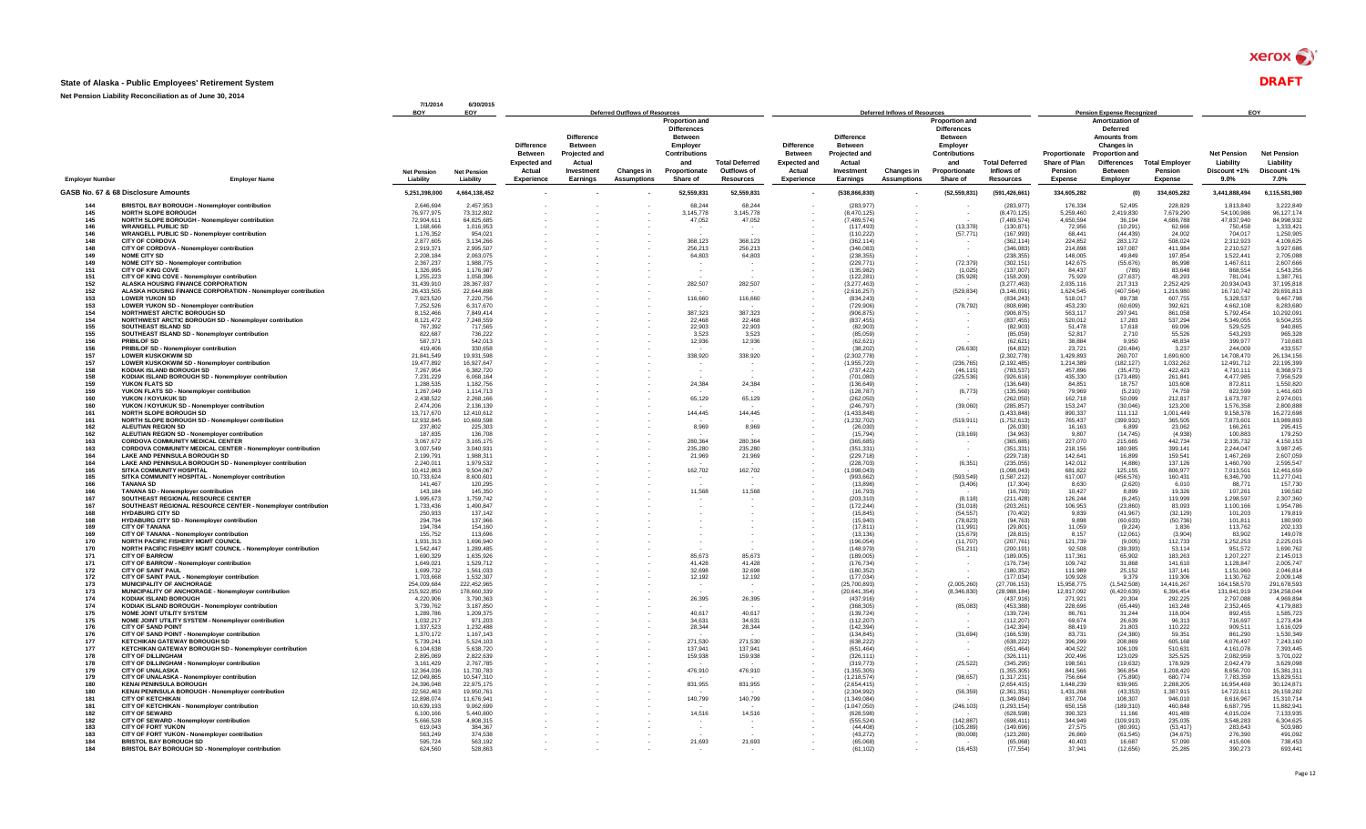# State of Alaska - Public Employees' Retirement System

**Net Pension Liability Reconciliation as of June 30, 2014**

DRAFT

| Employer Number | Employer Name | 7/1/2014 BOY Net Pension Liability | 6/30/2015 EOY Net Pension Liability | Deferred Outflows of Resources: Difference Between Expected and Actual Experience | Deferred Outflows of Resources: Difference Between Projected and Actual Investment Earnings | Deferred Outflows of Resources: Changes in Assumptions | Deferred Outflows of Resources: Proportion and Differences Between Employer Contributions and Proportionate Share of Contributions | Total Deferred Outflows of Resources | Deferred Inflows of Resources: Difference Between Expected and Actual Experience | Deferred Inflows of Resources: Difference Between Projected and Actual Investment Earnings | Deferred Inflows of Resources: Changes in Assumptions | Deferred Inflows of Resources: Proportion and Differences Between Employer Contributions and Proportionate Share of Contributions | Total Deferred Inflows of Resources | Pension Expense Recognized: Proportionate Share of Plan Pension Expense | Pension Expense Recognized: Amortization of Deferred Amounts from Changes in Proportion and Differences Between Employer Contributions | Pension Expense Recognized: Total Employer Pension Expense | EOY: Net Pension Liability Discount +1% 9.0% | EOY: Net Pension Liability Discount -1% 7.0% |
|---|---|---|---|---|---|---|---|---|---|---|---|---|---|---|---|---|---|---|
| | **GASB No. 67 & 68 Disclosure Amounts** | 5,251,398,000 | 4,664,138,452 | - | - | - | 52,559,831 | 52,559,831 | - | (538,866,830) | - | (52,559,831) | (591,426,661) | 334,605,282 | (0) | 334,605,282 | 3,441,888,494 | 6,115,581,980 |
| 144 | BRISTOL BAY BOROUGH - Nonemployer contribution | 2,646,694 | 2,457,953 | - | - | - | 68,244 | 68,244 | - | (283,977) | - | - | (283,977) | 176,334 | 52,495 | 228,829 | 1,813,840 | 3,222,849 |
| 145 | NORTH SLOPE BOROUGH | 76,977,975 | 73,312,802 | - | - | - | 3,145,778 | 3,145,778 | - | (8,470,125) | - | - | (8,470,125) | 5,259,460 | 2,419,830 | 7,679,290 | 54,100,986 | 96,127,174 |
| 145 | NORTH SLOPE BOROUGH - Nonemployer contribution | 72,904,611 | 64,825,685 | - | - | - | 47,052 | 47,052 | - | (7,489,574) | - | - | (7,489,574) | 4,650,594 | 36,194 | 4,686,788 | 47,837,040 | 84,998,932 |
| 146 | WRANGELL PUBLIC SD | 1,168,666 | 1,016,953 | - | - | - | - | - | - | (117,493) | - | (13,378) | (130,871) | 72,956 | (10,291) | 62,666 | 750,458 | 1,333,421 |
| 146 | WRANGELL PUBLIC SD - Nonemployer contribution | 1,176,352 | 954,021 | - | - | - | - | - | - | (110,222) | - | (57,771) | (167,993) | 68,441 | (44,439) | 24,002 | 704,017 | 1,250,905 |
| 148 | CITY OF CORDOVA | 2,877,605 | 3,134,266 | - | - | - | 368,123 | 368,123 | - | (362,114) | - | - | (362,114) | 224,852 | 283,172 | 508,024 | 2,312,923 | 4,109,625 |
| 148 | CITY OF CORDOVA - Nonemployer contribution | 2,919,371 | 2,995,507 | - | - | - | 256,213 | 256,213 | - | (346,083) | - | - | (346,083) | 214,898 | 197,087 | 411,984 | 2,210,527 | 3,927,686 |
| 149 | NOME CITY SD | 2,208,184 | 2,063,075 | - | - | - | 64,803 | 64,803 | - | (238,355) | - | - | (238,355) | 148,005 | 49,849 | 197,854 | 1,522,441 | 2,705,088 |
| 149 | NOME CITY SD - Nonemployer contribution | 2,367,237 | 1,988,775 | - | - | - | - | - | - | (229,771) | - | (72,379) | (302,151) | 142,675 | (55,676) | 86,998 | 1,467,611 | 2,607,666 |
| 151 | CITY OF KING COVE | 1,326,995 | 1,176,987 | - | - | - | - | - | - | (135,982) | - | (1,025) | (137,007) | 84,437 | (789) | 83,648 | 868,554 | 1,543,256 |
| 151 | CITY OF KING COVE - Nonemployer contribution | 1,255,223 | 1,058,396 | - | - | - | - | - | - | (122,281) | - | (35,928) | (158,209) | 75,929 | (27,637) | 48,293 | 781,041 | 1,387,761 |
| 152 | ALASKA HOUSING FINANCE CORPORATION | 31,439,910 | 28,367,937 | - | - | - | 282,507 | 282,507 | - | (3,277,463) | - | - | (3,277,463) | 2,035,116 | 217,313 | 2,252,429 | 20,934,043 | 37,195,818 |
| 152 | ALASKA HOUSING FINANCE CORPORATION - Nonemployer contribution | 26,433,505 | 22,644,898 | - | - | - | - | - | - | (2,616,257) | - | (529,834) | (3,146,091) | 1,624,545 | (407,564) | 1,216,980 | 16,710,742 | 29,691,813 |
| 153 | LOWER YUKON SD | 7,923,520 | 7,220,756 | - | - | - | 116,660 | 116,660 | - | (834,243) | - | - | (834,243) | 518,017 | 89,738 | 607,755 | 5,328,537 | 9,467,798 |
| 153 | LOWER YUKON SD - Nonemployer contribution | 7,252,526 | 6,317,670 | - | - | - | - | - | - | (729,906) | - | (78,792) | (808,698) | 453,230 | (60,609) | 392,621 | 4,662,108 | 8,283,680 |
| 154 | NORTHWEST ARCTIC BOROUGH SD | 8,152,466 | 7,849,414 | - | - | - | 387,323 | 387,323 | - | (906,875) | - | - | (906,875) | 563,117 | 297,941 | 861,058 | 5,792,454 | 10,292,091 |
| 154 | NORTHWEST ARCTIC BOROUGH SD - Nonemployer contribution | 8,121,472 | 7,248,559 | - | - | - | 22,468 | 22,468 | - | (837,455) | - | - | (837,455) | 520,012 | 17,283 | 537,294 | 5,349,055 | 9,504,255 |
| 155 | SOUTHEAST ISLAND SD | 767,392 | 717,565 | - | - | - | 22,903 | 22,903 | - | (82,903) | - | - | (82,903) | 51,478 | 17,618 | 69,096 | 529,525 | 940,865 |
| 155 | SOUTHEAST ISLAND SD - Nonemployer contribution | 822,687 | 736,222 | - | - | - | 3,523 | 3,523 | - | (85,059) | - | - | (85,059) | 52,817 | 2,710 | 55,526 | 543,293 | 965,328 |
| 156 | PRIBILOF SD | 587,371 | 542,013 | - | - | - | 12,936 | 12,936 | - | (62,621) | - | - | (62,621) | 38,884 | 9,950 | 48,834 | 399,977 | 710,683 |
| 156 | PRIBILOF SD - Nonemployer contribution | 419,406 | 330,658 | - | - | - | - | - | - | (38,202) | - | (26,630) | (64,832) | 23,721 | (20,484) | 3,237 | 244,009 | 433,557 |
| 157 | LOWER KUSKOKWIM SD | 21,841,549 | 19,931,598 | - | - | - | 338,920 | 338,920 | - | (2,302,778) | - | - | (2,302,778) | 1,429,893 | 260,707 | 1,690,600 | 14,708,470 | 26,134,156 |
| 157 | LOWER KUSKOKWIM SD - Nonemployer contribution | 19,477,892 | 16,927,647 | - | - | - | - | - | - | (1,955,720) | - | (236,765) | (2,192,485) | 1,214,389 | (182,127) | 1,032,262 | 12,491,712 | 22,195,399 |
| 158 | KODIAK ISLAND BOROUGH SD | 7,267,954 | 6,382,720 | - | - | - | - | - | - | (737,422) | - | (46,115) | (783,537) | 457,896 | (35,473) | 422,423 | 4,710,111 | 8,368,973 |
| 158 | KODIAK ISLAND BOROUGH SD - Nonemployer contribution | 7,231,229 | 6,068,164 | - | - | - | - | - | - | (701,080) | - | (225,536) | (926,616) | 435,330 | (173,489) | 261,841 | 4,477,985 | 7,956,529 |
| 159 | YUKON FLATS SD | 1,288,535 | 1,182,756 | - | - | - | 24,384 | 24,384 | - | (136,649) | - | - | (136,649) | 84,851 | 18,757 | 103,608 | 872,811 | 1,550,820 |
| 159 | YUKON FLATS SD - Nonemployer contribution | 1,267,049 | 1,114,713 | - | - | - | - | - | - | (128,787) | - | (6,773) | (135,560) | 79,969 | (5,210) | 74,759 | 822,599 | 1,461,603 |
| 160 | YUKON / KOYUKUK SD | 2,438,522 | 2,268,166 | - | - | - | 65,129 | 65,129 | - | (262,050) | - | - | (262,050) | 162,718 | 50,099 | 212,817 | 1,673,787 | 2,974,001 |
| 160 | YUKON / KOYUKUK SD - Nonemployer contribution | 2,474,206 | 2,136,139 | - | - | - | - | - | - | (246,797) | - | (39,060) | (285,857) | 153,247 | (30,046) | 123,200 | 1,576,358 | 2,800,888 |
| 161 | NORTH SLOPE BOROUGH SD | 13,717,670 | 12,410,612 | - | - | - | 144,445 | 144,445 | - | (1,433,848) | - | - | (1,433,848) | 890,337 | 111,112 | 1,001,449 | 9,158,378 | 16,272,698 |
| 161 | NORTH SLOPE BOROUGH SD - Nonemployer contribution | 12,932,845 | 10,669,598 | - | - | - | - | - | - | (1,232,702) | - | (519,911) | (1,752,613) | 765,437 | (399,932) | 365,505 | 7,873,601 | 13,989,893 |
| 162 | ALEUTIAN REGION SD | 237,802 | 225,303 | - | - | - | 8,969 | 8,969 | - | (26,030) | - | - | (26,030) | 16,163 | 6,899 | 23,062 | 166,261 | 295,415 |
| 162 | ALEUTIAN REGION SD - Nonemployer contribution | 187,835 | 136,708 | - | - | - | - | - | - | (15,794) | - | (19,169) | (34,963) | 9,807 | (14,745) | (4,938) | 100,883 | 179,250 |
| 163 | CORDOVA COMMUNITY MEDICAL CENTER | 3,067,672 | 3,165,175 | - | - | - | 280,364 | 280,364 | - | (365,685) | - | - | (365,685) | 227,070 | 215,665 | 442,734 | 2,335,732 | 4,150,153 |
| 163 | CORDOVA COMMUNITY MEDICAL CENTER - Nonemployer contribution | 3,007,549 | 3,040,931 | - | - | - | 235,280 | 235,280 | - | (351,331) | - | - | (351,331) | 218,156 | 180,985 | 399,141 | 2,244,047 | 3,987,245 |
| 164 | LAKE AND PENINSULA BOROUGH SD | 2,199,791 | 1,988,311 | - | - | - | 21,969 | 21,969 | - | (229,718) | - | - | (229,718) | 142,641 | 16,899 | 159,541 | 1,467,269 | 2,607,059 |
| 164 | LAKE AND PENINSULA BOROUGH SD - Nonemployer contribution | 2,240,011 | 1,979,532 | - | - | - | - | - | - | (228,703) | - | (6,351) | (235,055) | 142,012 | (4,886) | 137,126 | 1,460,790 | 2,595,547 |
| 165 | SITKA COMMUNITY HOSPITAL | 10,412,863 | 9,504,067 | - | - | - | 162,702 | 162,702 | - | (1,098,043) | - | - | (1,098,043) | 681,822 | 125,155 | 806,977 | 7,013,501 | 12,461,659 |
| 165 | SITKA COMMUNITY HOSPITAL - Nonemployer contribution | 10,733,624 | 8,600,601 | - | - | - | - | - | - | (993,662) | - | (593,549) | (1,587,212) | 617,007 | (456,576) | 160,431 | 6,346,790 | 11,277,041 |
| 166 | TANANA SD | 141,467 | 120,295 | - | - | - | - | - | - | (13,898) | - | (3,406) | (17,304) | 8,630 | (2,620) | 6,010 | 88,771 | 157,730 |
| 166 | TANANA SD - Nonemployer contribution | 143,184 | 145,350 | - | - | - | 11,568 | 11,568 | - | (16,793) | - | - | (16,793) | 10,427 | 8,899 | 19,326 | 107,261 | 190,582 |
| 167 | SOUTHEAST REGIONAL RESOURCE CENTER | 1,995,673 | 1,759,742 | - | - | - | - | - | - | (203,310) | - | (8,118) | (211,428) | 126,244 | (6,245) | 119,999 | 1,298,597 | 2,307,360 |
| 167 | SOUTHEAST REGIONAL RESOURCE CENTER - Nonemployer contribution | 1,733,436 | 1,490,847 | - | - | - | - | - | - | (172,244) | - | (31,018) | (203,261) | 106,953 | (23,860) | 83,093 | 1,100,166 | 1,954,786 |
| 168 | HYDABURG CITY SD | 250,933 | 137,142 | - | - | - | - | - | - | (15,845) | - | (54,557) | (70,402) | 9,839 | (41,967) | (32,129) | 101,203 | 179,819 |
| 168 | HYDABURG CITY SD - Nonemployer contribution | 294,794 | 137,966 | - | - | - | - | - | - | (15,940) | - | (78,823) | (94,763) | 9,898 | (60,633) | (50,736) | 101,811 | 180,900 |
| 169 | CITY OF TANANA | 194,784 | 154,160 | - | - | - | - | - | - | (17,811) | - | (11,991) | (29,801) | 11,059 | (9,224) | 1,836 | 113,762 | 202,133 |
| 169 | CITY OF TANANA - Nonemployer contribution | 155,752 | 113,696 | - | - | - | - | - | - | (13,136) | - | (15,679) | (28,815) | 8,157 | (12,061) | (3,904) | 83,902 | 149,078 |
| 170 | NORTH PACIFIC FISHERY MGMT COUNCIL | 1,931,313 | 1,696,940 | - | - | - | - | - | - | (196,054) | - | (11,707) | (207,761) | 121,739 | (9,005) | 112,733 | 1,252,253 | 2,225,015 |
| 170 | NORTH PACIFIC FISHERY MGMT COUNCIL - Nonemployer contribution | 1,542,447 | 1,289,485 | - | - | - | - | - | - | (148,979) | - | (51,211) | (200,191) | 92,508 | (39,393) | 53,114 | 951,572 | 1,690,762 |
| 171 | CITY OF BARROW | 1,690,329 | 1,635,926 | - | - | - | 85,673 | 85,673 | - | (189,005) | - | - | (189,005) | 117,361 | 65,902 | 183,263 | 1,207,227 | 2,145,013 |
| 171 | CITY OF BARROW - Nonemployer contribution | 1,649,021 | 1,529,712 | - | - | - | 41,428 | 41,428 | - | (176,734) | - | - | (176,734) | 109,742 | 31,868 | 141,610 | 1,128,847 | 2,005,747 |
| 172 | CITY OF SAINT PAUL | 1,699,732 | 1,561,033 | - | - | - | 32,698 | 32,698 | - | (180,352) | - | - | (180,352) | 111,989 | 25,152 | 137,141 | 1,151,960 | 2,046,814 |
| 172 | CITY OF SAINT PAUL - Nonemployer contribution | 1,703,668 | 1,532,307 | - | - | - | 12,192 | 12,192 | - | (177,034) | - | - | (177,034) | 109,928 | 9,379 | 119,306 | 1,130,762 | 2,009,148 |
| 173 | MUNICIPALITY OF ANCHORAGE | 254,009,684 | 222,452,965 | - | - | - | - | - | - | (25,700,893) | - | (2,005,260) | (27,706,153) | 15,958,775 | (1,542,508) | 14,416,267 | 164,158,570 | 291,678,593 |
| 173 | MUNICIPALITY OF ANCHORAGE - Nonemployer contribution | 215,922,850 | 178,660,339 | - | - | - | - | - | - | (20,641,354) | - | (8,346,830) | (28,988,184) | 12,817,092 | (6,420,639) | 6,396,454 | 131,841,919 | 234,258,044 |
| 174 | KODIAK ISLAND BOROUGH | 4,220,906 | 3,790,363 | - | - | - | 26,395 | 26,395 | - | (437,916) | - | - | (437,916) | 271,921 | 20,304 | 292,225 | 2,797,088 | 4,969,894 |
| 174 | KODIAK ISLAND BOROUGH - Nonemployer contribution | 3,739,762 | 3,187,850 | - | - | - | - | - | - | (368,305) | - | (85,083) | (453,388) | 228,696 | (65,449) | 163,248 | 2,352,465 | 4,179,883 |
| 175 | NOME JOINT UTILITY SYSTEM | 1,289,786 | 1,209,375 | - | - | - | 40,617 | 40,617 | - | (139,724) | - | - | (139,724) | 86,761 | 31,244 | 118,004 | 892,455 | 1,585,723 |
| 175 | NOME JOINT UTILITY SYSTEM - Nonemployer contribution | 1,032,217 | 971,203 | - | - | - | 34,631 | 34,631 | - | (112,207) | - | - | (112,207) | 69,674 | 26,639 | 96,313 | 716,697 | 1,273,434 |
| 176 | CITY OF SAND POINT | 1,337,523 | 1,232,488 | - | - | - | 28,344 | 28,344 | - | (142,394) | - | - | (142,394) | 88,419 | 21,803 | 110,222 | 909,511 | 1,616,029 |
| 176 | CITY OF SAND POINT - Nonemployer contribution | 1,370,172 | 1,167,143 | - | - | - | - | - | - | (134,845) | - | (31,694) | (166,539) | 83,731 | (24,380) | 59,351 | 861,290 | 1,530,349 |
| 177 | KETCHIKAN GATEWAY BOROUGH SD | 5,739,241 | 5,524,103 | - | - | - | 271,530 | 271,530 | - | (638,222) | - | - | (638,222) | 396,299 | 208,869 | 605,168 | 4,076,497 | 7,243,160 |
| 177 | KETCHIKAN GATEWAY BOROUGH SD - Nonemployer contribution | 6,104,638 | 5,638,720 | - | - | - | 137,941 | 137,941 | - | (651,464) | - | - | (651,464) | 404,522 | 106,109 | 510,631 | 4,161,078 | 7,393,445 |
| 178 | CITY OF DILLINGHAM | 2,895,069 | 2,822,639 | - | - | - | 159,938 | 159,938 | - | (326,111) | - | - | (326,111) | 202,496 | 123,029 | 325,525 | 2,082,959 | 3,701,022 |
| 178 | CITY OF DILLINGHAM - Nonemployer contribution | 3,161,429 | 2,767,785 | - | - | - | - | - | - | (319,773) | - | (25,522) | (345,295) | 198,561 | (19,632) | 178,929 | 2,042,479 | 3,629,098 |
| 179 | CITY OF UNALASKA | 12,364,036 | 11,730,783 | - | - | - | 476,910 | 476,910 | - | (1,355,305) | - | - | (1,355,305) | 841,566 | 366,854 | 1,208,420 | 8,656,700 | 15,381,311 |
| 179 | CITY OF UNALASKA - Nonemployer contribution | 12,049,865 | 10,547,310 | - | - | - | - | - | - | (1,218,574) | - | (98,657) | (1,317,231) | 756,664 | (75,890) | 680,774 | 7,783,359 | 13,829,551 |
| 180 | KENAI PENINSULA BOROUGH | 24,396,048 | 22,975,175 | - | - | - | 831,955 | 831,955 | - | (2,654,415) | - | - | (2,654,415) | 1,648,239 | 639,965 | 2,288,205 | 16,954,469 | 30,124,871 |
| 180 | KENAI PENINSULA BOROUGH - Nonemployer contribution | 22,562,463 | 19,950,761 | - | - | - | - | - | - | (2,304,992) | - | (56,359) | (2,361,351) | 1,431,268 | (43,353) | 1,387,915 | 14,722,611 | 26,159,282 |
| 181 | CITY OF KETCHIKAN | 12,898,074 | 11,676,941 | - | - | - | 140,799 | 140,799 | - | (1,349,084) | - | - | (1,349,084) | 837,704 | 108,307 | 946,010 | 8,616,967 | 15,310,714 |
| 181 | CITY OF KETCHIKAN - Nonemployer contribution | 10,639,193 | 9,062,699 | - | - | - | - | - | - | (1,047,050) | - | (246,103) | (1,293,154) | 650,158 | (189,310) | 460,848 | 6,687,795 | 11,882,941 |
| 182 | CITY OF SEWARD | 6,100,166 | 5,440,800 | - | - | - | 14,516 | 14,516 | - | (628,598) | - | - | (628,598) | 390,323 | 11,166 | 401,489 | 4,015,024 | 7,133,935 |
| 182 | CITY OF SEWARD - Nonemployer contribution | 5,666,528 | 4,808,315 | - | - | - | - | - | - | (555,524) | - | (142,887) | (698,411) | 344,949 | (109,913) | 235,035 | 3,548,283 | 6,304,625 |
| 183 | CITY OF FORT YUKON | 619,043 | 384,367 | - | - | - | - | - | - | (44,408) | - | (105,289) | (149,696) | 27,575 | (80,991) | (53,417) | 283,643 | 503,980 |
| 183 | CITY OF FORT YUKON - Nonemployer contribution | 563,249 | 374,538 | - | - | - | - | - | - | (43,272) | - | (80,008) | (123,280) | 26,869 | (61,545) | (34,675) | 276,390 | 491,092 |
| 184 | BRISTOL BAY BOROUGH SD | 595,724 | 563,192 | - | - | - | 21,693 | 21,693 | - | (65,068) | - | - | (65,068) | 40,403 | 16,687 | 57,090 | 415,606 | 738,453 |
| 184 | BRISTOL BAY BOROUGH SD - Nonemployer contribution | 624,560 | 528,863 | - | - | - | - | - | - | (61,102) | - | (16,453) | (77,554) | 37,941 | (12,656) | 25,285 | 390,273 | 693,441 |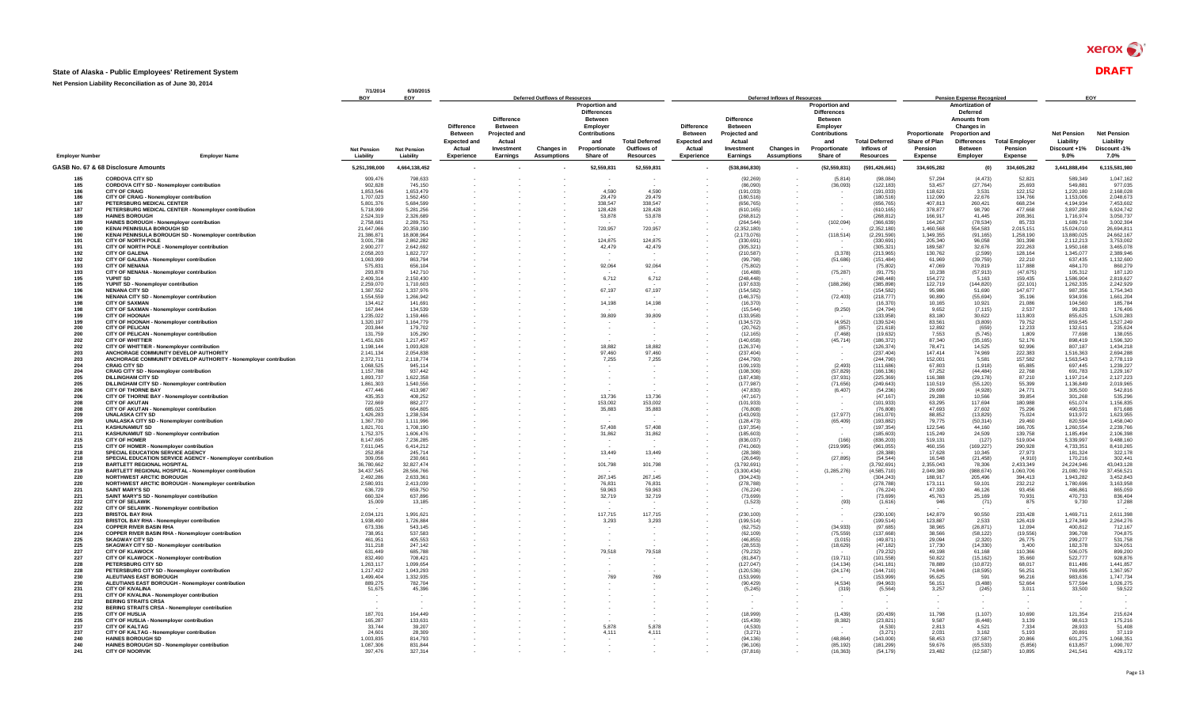DRAFT

| Employer Number | Employer Name | BOY 7/1/2014 Net Pension Liability | EOY 6/30/2015 Net Pension Liability | Deferred Outflows of Resources: Difference Between Expected and Actual Experience | Deferred Outflows of Resources: Difference Between Projected and Actual Investment Earnings | Deferred Outflows of Resources: Changes in Assumptions | Deferred Outflows of Resources: Proportion and Differences Between Employer Contributions and Proportionate Share of | Deferred Outflows of Resources: Total Deferred Outflows of Resources | Deferred Inflows of Resources: Difference Between Expected and Actual Experience | Deferred Inflows of Resources: Difference Between Projected and Actual Investment Earnings | Deferred Inflows of Resources: Changes in Assumptions | Deferred Inflows of Resources: Proportion and Differences Between Employer Contributions and Proportionate Share of | Deferred Inflows of Resources: Total Deferred Inflows of Resources | Pension Expense Recognized: Proportionate Share of Plan Pension Expense | Pension Expense Recognized: Amortization of Deferred Amounts from Changes in Proportion and Differences Between Employer | Pension Expense Recognized: Total Employer Pension Expense | EOY Net Pension Liability Discount +1% 9.0% | EOY Net Pension Liability Discount -1% 7.0% |
|---|---|---|---|---|---|---|---|---|---|---|---|---|---|---|---|---|---|---|
| **GASB No. 67 & 68 Disclosure Amounts** | | 5,251,398,000 | 4,664,138,452 | - | - | - | 52,559,831 | 52,559,831 | - | (538,866,830) | - | (52,559,831) | (591,426,661) | 334,605,282 | (0) | 334,605,282 | 3,441,888,494 | 6,115,581,980 |
| 185 | CORDOVA CITY SD | 909,476 | 798,633 | - | - | - | - | - | - | (92,269) | - | (5,814) | (98,084) | 57,294 | (4,473) | 52,821 | 589,349 | 1,047,162 |
| 185 | CORDOVA CITY SD - Nonemployer contribution | 902,828 | 745,150 | - | - | - | - | - | - | (86,090) | - | (36,093) | (122,183) | 53,457 | (27,764) | 25,693 | 549,881 | 977,035 |
| 186 | CITY OF CRAIG | 1,853,546 | 1,653,479 | - | - | - | 4,590 | 4,590 | - | (191,033) | - | - | (191,033) | 118,621 | 3,531 | 122,152 | 1,220,180 | 2,168,028 |
| 186 | CITY OF CRAIG - Nonemployer contribution | 1,707,023 | 1,562,450 | - | - | - | 29,479 | 29,479 | - | (180,516) | - | - | (180,516) | 112,090 | 22,676 | 134,766 | 1,153,006 | 2,048,673 |
| 187 | PETERSBURG MEDICAL CENTER | 5,801,376 | 5,684,599 | - | - | - | 338,547 | 338,547 | - | (656,765) | - | - | (656,765) | 407,813 | 260,421 | 668,234 | 4,194,934 | 7,453,602 |
| 187 | PETERSBURG MEDICAL CENTER - Nonemployer contribution | 5,718,999 | 5,281,256 | - | - | - | 128,428 | 128,428 | - | (610,165) | - | - | (610,165) | 378,877 | 98,790 | 477,668 | 3,897,289 | 6,924,742 |
| 189 | HAINES BOROUGH | 2,524,319 | 2,326,689 | - | - | - | 53,878 | 53,878 | - | (268,812) | - | - | (268,812) | 166,917 | 41,445 | 208,361 | 1,716,974 | 3,050,737 |
| 189 | HAINES BOROUGH - Nonemployer contribution | 2,758,681 | 2,289,751 | - | - | - | - | - | - | (264,544) | - | (102,094) | (366,639) | 164,267 | (78,534) | 85,733 | 1,689,716 | 3,002,304 |
| 190 | KENAI PENINSULA BOROUGH SD | 21,647,066 | 20,359,190 | - | - | - | 720,957 | 720,957 | - | (2,352,180) | - | - | (2,352,180) | 1,460,568 | 554,583 | 2,015,151 | 15,024,010 | 26,694,811 |
| 190 | KENAI PENINSULA BOROUGH SD - Nonemployer contribution | 21,386,871 | 18,808,964 | - | - | - | - | - | - | (2,173,076) | - | (118,514) | (2,291,590) | 1,349,355 | (91,165) | 1,258,190 | 13,880,025 | 24,662,167 |
| 191 | CITY OF NORTH POLE | 3,001,738 | 2,862,282 | - | - | - | 124,875 | 124,875 | - | (330,691) | - | - | (330,691) | 205,340 | 96,058 | 301,398 | 2,112,213 | 3,753,002 |
| 191 | CITY OF NORTH POLE - Nonemployer contribution | 2,900,277 | 2,642,692 | - | - | - | 42,479 | 42,479 | - | (305,321) | - | - | (305,321) | 189,587 | 32,676 | 222,263 | 1,950,168 | 3,465,078 |
| 192 | CITY OF GALENA | 2,058,203 | 1,822,727 | - | - | - | - | - | - | (210,587) | - | (3,378) | (213,965) | 130,762 | (2,599) | 128,164 | 1,345,077 | 2,389,946 |
| 192 | CITY OF GALENA - Nonemployer contribution | 1,063,999 | 863,794 | - | - | - | - | - | - | (99,798) | - | (51,686) | (151,484) | 61,969 | (39,759) | 22,210 | 637,435 | 1,132,600 |
| 193 | CITY OF NENANA | 575,831 | 656,104 | - | - | - | 92,064 | 92,064 | - | (75,802) | - | - | (75,802) | 47,069 | 70,819 | 117,888 | 484,170 | 860,279 |
| 193 | CITY OF NENANA - Nonemployer contribution | 293,878 | 142,710 | - | - | - | - | - | - | (16,488) | - | (75,287) | (91,775) | 10,238 | (57,913) | (47,675) | 105,312 | 187,120 |
| 195 | YUPIIT SD | 2,409,314 | 2,150,430 | - | - | - | 6,712 | 6,712 | - | (248,448) | - | - | (248,448) | 154,272 | 5,163 | 159,435 | 1,586,904 | 2,819,627 |
| 195 | YUPIIT SD - Nonemployer contribution | 2,259,070 | 1,710,603 | - | - | - | - | - | - | (197,633) | - | (188,266) | (385,898) | 122,719 | (144,820) | (22,101) | 1,262,335 | 2,242,929 |
| 196 | NENANA CITY SD | 1,387,552 | 1,337,976 | - | - | - | 67,197 | 67,197 | - | (154,582) | - | - | (154,582) | 95,986 | 51,690 | 147,677 | 987,356 | 1,754,343 |
| 196 | NENANA CITY SD - Nonemployer contribution | 1,554,559 | 1,266,942 | - | - | - | - | - | - | (146,375) | - | (72,403) | (218,777) | 90,890 | (55,694) | 35,196 | 934,936 | 1,661,204 |
| 198 | CITY OF SAXMAN | 134,412 | 141,691 | - | - | - | 14,198 | 14,198 | - | (16,370) | - | - | (16,370) | 10,165 | 10,921 | 21,086 | 104,560 | 185,784 |
| 198 | CITY OF SAXMAN - Nonemployer contribution | 167,844 | 134,539 | - | - | - | - | - | - | (15,544) | - | (9,250) | (24,794) | 9,652 | (7,115) | 2,537 | 99,283 | 176,406 |
| 199 | CITY OF HOONAH | 1,235,022 | 1,159,466 | - | - | - | 39,809 | 39,809 | - | (133,958) | - | - | (133,958) | 83,180 | 30,622 | 113,803 | 855,625 | 1,520,283 |
| 199 | CITY OF HOONAH - Nonemployer contribution | 1,320,197 | 1,164,779 | - | - | - | - | - | - | (134,572) | - | (4,952) | (139,524) | 83,561 | (3,809) | 79,752 | 859,545 | 1,527,249 |
| 200 | CITY OF PELICAN | 203,844 | 179,702 | - | - | - | - | - | - | (20,762) | - | (857) | (21,618) | 12,892 | (659) | 12,233 | 132,611 | 235,624 |
| 200 | CITY OF PELICAN - Nonemployer contribution | 131,759 | 105,290 | - | - | - | - | - | - | (12,165) | - | (7,468) | (19,632) | 7,553 | (5,745) | 1,809 | 77,698 | 138,055 |
| 202 | CITY OF WHITTIER | 1,451,626 | 1,217,457 | - | - | - | - | - | - | (140,658) | - | (45,714) | (186,372) | 87,340 | (35,165) | 52,176 | 898,419 | 1,596,320 |
| 202 | CITY OF WHITTIER - Nonemployer contribution | 1,198,144 | 1,093,828 | - | - | - | 18,882 | 18,882 | - | (126,374) | - | - | (126,374) | 78,471 | 14,525 | 92,996 | 807,187 | 1,434,218 |
| 203 | ANCHORAGE COMMUNITY DEVELOP AUTHORITY | 2,141,134 | 2,054,838 | - | - | - | 97,460 | 97,460 | - | (237,404) | - | - | (237,404) | 147,414 | 74,969 | 222,383 | 1,516,363 | 2,694,288 |
| 203 | ANCHORAGE COMMUNITY DEVELOP AUTHORITY - Nonemployer contribution | 2,372,711 | 2,118,774 | - | - | - | 7,255 | 7,255 | - | (244,790) | - | - | (244,790) | 152,001 | 5,581 | 157,582 | 1,563,543 | 2,778,119 |
| 204 | CRAIG CITY SD | 1,068,525 | 945,114 | - | - | - | - | - | - | (109,193) | - | (2,493) | (111,686) | 67,803 | (1,918) | 65,885 | 697,445 | 1,239,227 |
| 204 | CRAIG CITY SD - Nonemployer contribution | 1,157,788 | 937,442 | - | - | - | - | - | - | (108,306) | - | (57,829) | (166,136) | 67,252 | (44,484) | 22,768 | 691,783 | 1,229,167 |
| 205 | DILLINGHAM CITY SD | 1,893,737 | 1,622,358 | - | - | - | - | - | - | (187,438) | - | (37,931) | (225,369) | 116,388 | (29,178) | 87,210 | 1,197,214 | 2,127,223 |
| 205 | DILLINGHAM CITY SD - Nonemployer contribution | 1,861,303 | 1,540,556 | - | - | - | - | - | - | (177,987) | - | (71,656) | (249,643) | 110,519 | (55,120) | 55,399 | 1,136,849 | 2,019,965 |
| 206 | CITY OF THORNE BAY | 477,446 | 413,087 | - | - | - | - | - | - | (47,830) | - | (6,407) | (54,236) | 29,699 | (4,928) | 24,771 | 305,500 | 542,816 |
| 206 | CITY OF THORNE BAY - Nonemployer contribution | 435,353 | 408,252 | - | - | - | 13,736 | 13,736 | - | (47,167) | - | - | (47,167) | 29,288 | 10,566 | 39,854 | 301,268 | 535,296 |
| 208 | CITY OF AKUTAN | 722,669 | 882,277 | - | - | - | 153,002 | 153,002 | - | (101,933) | - | - | (101,933) | 63,295 | 117,694 | 180,988 | 651,074 | 1,156,835 |
| 208 | CITY OF AKUTAN - Nonemployer contribution | 685,025 | 664,805 | - | - | - | 35,883 | 35,883 | - | (76,808) | - | - | (76,808) | 47,693 | 27,602 | 75,296 | 490,591 | 871,688 |
| 209 | UNALASKA CITY SD | 1,426,283 | 1,238,534 | - | - | - | - | - | - | (143,093) | - | (17,977) | (161,070) | 88,852 | (13,829) | 75,024 | 913,972 | 1,623,955 |
| 209 | UNALASKA CITY SD - Nonemployer contribution | 1,367,730 | 1,111,996 | - | - | - | - | - | - | (128,473) | - | (65,409) | (193,882) | 79,775 | (50,314) | 29,460 | 820,594 | 1,458,040 |
| 211 | KASHUNAMIUT SD | 1,821,701 | 1,708,190 | - | - | - | 57,408 | 57,408 | - | (197,354) | - | - | (197,354) | 122,546 | 44,160 | 166,705 | 1,260,554 | 2,239,766 |
| 211 | KASHUNAMIUT SD - Nonemployer contribution | 1,752,375 | 1,606,476 | - | - | - | 31,862 | 31,862 | - | (185,603) | - | - | (185,603) | 115,249 | 24,509 | 139,758 | 1,185,494 | 2,106,398 |
| 215 | CITY OF HOMER | 8,147,695 | 7,236,285 | - | - | - | - | - | - | (836,037) | - | (166) | (836,203) | 519,131 | (127) | 519,004 | 5,339,997 | 9,488,160 |
| 215 | CITY OF HOMER - Nonemployer contribution | 7,611,045 | 6,414,212 | - | - | - | - | - | - | (741,060) | - | (219,995) | (961,055) | 460,156 | (169,227) | 290,928 | 4,733,351 | 8,410,265 |
| 218 | SPECIAL EDUCATION SERVICE AGENCY | 252,858 | 245,714 | - | - | - | 13,449 | 13,449 | - | (28,388) | - | - | (28,388) | 17,628 | 10,345 | 27,973 | 181,324 | 322,178 |
| 218 | SPECIAL EDUCATION SERVICE AGENCY - Nonemployer contribution | 309,056 | 230,661 | - | - | - | - | - | - | (26,649) | - | (27,895) | (54,544) | 16,548 | (21,458) | (4,910) | 170,216 | 302,441 |
| 219 | BARTLETT REGIONAL HOSPITAL | 36,780,662 | 32,827,474 | - | - | - | 101,798 | 101,798 | - | (3,792,691) | - | - | (3,792,691) | 2,355,043 | 78,306 | 2,433,349 | 24,224,946 | 43,043,128 |
| 219 | BARTLETT REGIONAL HOSPITAL - Nonemployer contribution | 34,437,545 | 28,566,766 | - | - | - | - | - | - | (3,300,434) | - | (1,285,276) | (4,585,710) | 2,049,380 | (988,674) | 1,060,706 | 21,080,769 | 37,456,521 |
| 220 | NORTHWEST ARCTIC BOROUGH | 2,492,286 | 2,633,361 | - | - | - | 267,145 | 267,145 | - | (304,243) | - | - | (304,243) | 188,917 | 205,496 | 394,413 | 1,943,282 | 3,452,843 |
| 220 | NORTHWEST ARCTIC BOROUGH - Nonemployer contribution | 2,580,931 | 2,413,039 | - | - | - | 76,831 | 76,831 | - | (278,788) | - | - | (278,788) | 173,111 | 59,101 | 232,212 | 1,780,696 | 3,163,958 |
| 221 | SAINT MARY'S SD | 636,729 | 659,750 | - | - | - | 59,963 | 59,963 | - | (76,224) | - | - | (76,224) | 47,330 | 46,126 | 93,456 | 486,861 | 865,059 |
| 221 | SAINT MARY'S SD - Nonemployer contribution | 660,324 | 637,896 | - | - | - | 32,719 | 32,719 | - | (73,699) | - | - | (73,699) | 45,763 | 25,169 | 70,931 | 470,733 | 836,404 |
| 222 | CITY OF SELAWIK | 15,009 | 13,185 | - | - | - | - | - | - | (1,523) | - | (93) | (1,616) | 946 | (71) | 875 | 9,730 | 17,288 |
| 222 | CITY OF SELAWIK - Nonemployer contribution | - | - | - | - | - | - | - | - | - | - | - | - | - | - | - | - | - |
| 223 | BRISTOL BAY RHA | 2,034,121 | 1,991,621 | - | - | - | 117,715 | 117,715 | - | (230,100) | - | - | (230,100) | 142,879 | 90,550 | 233,428 | 1,469,711 | 2,611,398 |
| 223 | BRISTOL BAY RHA - Nonemployer contribution | 1,938,490 | 1,726,884 | - | - | - | 3,293 | 3,293 | - | (199,514) | - | - | (199,514) | 123,887 | 2,533 | 126,419 | 1,274,349 | 2,264,276 |
| 224 | COPPER RIVER BASIN RHA | 673,336 | 543,145 | - | - | - | - | - | - | (62,752) | - | (34,933) | (97,685) | 38,965 | (26,871) | 12,094 | 400,812 | 712,167 |
| 224 | COPPER RIVER BASIN RHA - Nonemployer contribution | 738,951 | 537,583 | - | - | - | - | - | - | (62,109) | - | (75,559) | (137,668) | 38,566 | (58,122) | (19,556) | 396,708 | 704,875 |
| 225 | SKAGWAY CITY SD | 461,951 | 405,553 | - | - | - | - | - | - | (46,855) | - | (3,015) | (49,871) | 29,094 | (2,320) | 26,775 | 299,277 | 531,758 |
| 225 | SKAGWAY CITY SD - Nonemployer contribution | 311,218 | 247,142 | - | - | - | - | - | - | (28,553) | - | (18,629) | (47,182) | 17,730 | (14,330) | 3,400 | 182,378 | 324,051 |
| 227 | CITY OF KLAWOCK | 631,449 | 685,788 | - | - | - | 79,518 | 79,518 | - | (79,232) | - | - | (79,232) | 49,198 | 61,168 | 110,366 | 506,075 | 899,200 |
| 227 | CITY OF KLAWOCK - Nonemployer contribution | 832,490 | 708,421 | - | - | - | - | - | - | (81,847) | - | (19,711) | (101,558) | 50,822 | (15,162) | 35,660 | 522,777 | 928,876 |
| 228 | PETERSBURG CITY SD | 1,263,117 | 1,099,654 | - | - | - | - | - | - | (127,047) | - | (14,134) | (141,181) | 78,889 | (10,872) | 68,017 | 811,486 | 1,441,857 |
| 228 | PETERSBURG CITY SD - Nonemployer contribution | 1,217,422 | 1,043,293 | - | - | - | - | - | - | (120,536) | - | (24,174) | (144,710) | 74,846 | (18,595) | 56,251 | 769,895 | 1,367,957 |
| 230 | ALEUTIANS EAST BOROUGH | 1,499,404 | 1,332,935 | - | - | - | 769 | 769 | - | (153,999) | - | - | (153,999) | 95,625 | 591 | 96,216 | 983,636 | 1,747,734 |
| 230 | ALEUTIANS EAST BOROUGH - Nonemployer contribution | 889,275 | 782,704 | - | - | - | - | - | - | (90,429) | - | (4,534) | (94,963) | 56,151 | (3,488) | 52,664 | 577,594 | 1,026,275 |
| 231 | CITY OF KIVALINA | 51,675 | 45,396 | - | - | - | - | - | - | (5,245) | - | (319) | (5,564) | 3,257 | (245) | 3,011 | 33,500 | 59,522 |
| 231 | CITY OF KIVALINA - Nonemployer contribution | - | - | - | - | - | - | - | - | - | - | - | - | - | - | - | - | - |
| 232 | BERING STRAITS CRSA | - | - | - | - | - | - | - | - | - | - | - | - | - | - | - | - | - |
| 232 | BERING STRAITS CRSA - Nonemployer contribution | - | - | - | - | - | - | - | - | - | - | - | - | - | - | - | - | - |
| 235 | CITY OF HUSLIA | 187,701 | 164,449 | - | - | - | - | - | - | (18,999) | - | (1,430) | (20,429) | 11,798 | (1,107) | 10,690 | 121,354 | 215,624 |
| 235 | CITY OF HUSLIA - Nonemployer contribution | 165,287 | 133,631 | - | - | - | - | - | - | (15,439) | - | (8,382) | (23,821) | 9,587 | (6,448) | 3,139 | 98,613 | 175,216 |
| 237 | CITY OF KALTAG | 33,744 | 39,207 | - | - | - | 5,878 | 5,878 | - | (4,530) | - | - | (4,530) | 2,813 | 4,521 | 7,334 | 28,933 | 51,408 |
| 237 | CITY OF KALTAG - Nonemployer contribution | 24,601 | 28,309 | - | - | - | 4,111 | 4,111 | - | (3,271) | - | - | (3,271) | 2,031 | 3,162 | 5,193 | 20,891 | 37,119 |
| 240 | HAINES BOROUGH SD | 1,003,835 | 814,793 | - | - | - | - | - | - | (94,136) | - | (48,864) | (143,000) | 58,453 | (37,587) | 20,866 | 601,275 | 1,068,351 |
| 240 | HAINES BOROUGH SD - Nonemployer contribution | 1,087,306 | 831,844 | - | - | - | - | - | - | (96,106) | - | (85,192) | (181,299) | 59,676 | (65,533) | (5,856) | 613,857 | 1,090,707 |
| 241 | CITY OF NOORVIK | 397,476 | 327,314 | - | - | - | - | - | - | (37,816) | - | (16,363) | (54,179) | 23,482 | (12,587) | 10,895 | 241,541 | 429,172 |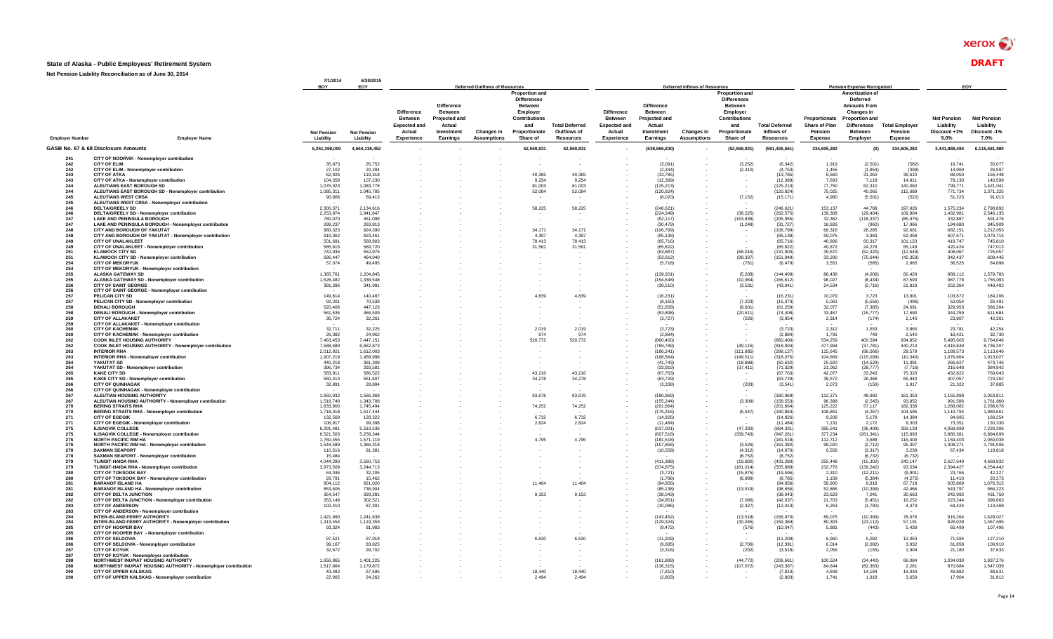DRAFT

# State of Alaska - Public Employees' Retirement System

## Net Pension Liability Reconciliation as of June 30, 2014

| Employer Number | Employer Name | 7/1/2014 BOY Net Pension Liability | 6/30/2015 EOY Net Pension Liability | Deferred Outflows of Resources: Difference Between Expected and Actual Experience | Deferred Outflows of Resources: Difference Between Projected and Actual Investment Earnings | Deferred Outflows of Resources: Changes in Assumptions | Deferred Outflows of Resources: Proportion and Differences Between Employer Contributions and Proportionate Share of Contributions | Total Deferred Outflows of Resources | Deferred Inflows of Resources: Difference Between Expected and Actual Experience | Deferred Inflows of Resources: Difference Between Projected and Actual Investment Earnings | Deferred Inflows of Resources: Changes in Assumptions | Deferred Inflows of Resources: Proportion and Differences Between Employer Contributions and Proportionate Share of Contributions | Total Deferred Inflows of Resources | Pension Expense Recognized: Proportionate Share of Plan Pension Expense | Pension Expense Recognized: Amortization of Deferred Amounts from Changes in Proportion and Differences Between Employer Contributions | Pension Expense Recognized: Total Employer Pension Expense | EOY Net Pension Liability Discount +1% 9.0% | EOY Net Pension Liability Discount -1% 7.0% |
|---|---|---|---|---|---|---|---|---|---|---|---|---|---|---|---|---|---|---|
| | **GASB No. 67 & 68 Disclosure Amounts** | 5,251,398,000 | 4,664,138,452 | - | - | - | 52,559,831 | 52,559,831 | - | (538,866,830) | - | (52,559,831) | (591,426,661) | 334,605,282 | (0) | 334,605,282 | 3,441,888,494 | 6,115,581,980 |
| 241 | CITY OF NOORVIK - Nonemployer contribution | - | - | - | - | - | - | - | - | - | - | - | - | - | - | - | - | - |
| 241 | CITY OF ELIM | 35,873 | 26,752 | - | - | - | - | - | - | (3,091) | - | (3,252) | (6,342) | 1,919 | (2,501) | (582) | 19,741 | 35,077 |
| 242 | CITY OF ELIM - Nonemployer contribution | 27,102 | 20,284 | - | - | - | - | - | - | (2,344) | - | (2,410) | (4,753) | 1,455 | (1,854) | (399) | 14,969 | 26,597 |
| 242 | CITY OF ATKA | 62,926 | 119,318 | - | - | - | 40,365 | 40,365 | - | (13,785) | - | - | (13,785) | 8,560 | 31,050 | 39,610 | 88,050 | 156,448 |
| 243 | CITY OF ATKA - Nonemployer contribution | 104,358 | 107,230 | - | - | - | 9,254 | 9,254 | - | (12,389) | - | - | (12,389) | 7,693 | 7,119 | 14,811 | 79,130 | 140,599 |
| 243 | ALEUTIANS EAST BOROUGH SD | 1,076,923 | 1,083,778 | - | - | - | 81,003 | 81,003 | - | (125,213) | - | - | (125,213) | 77,750 | 62,310 | 140,060 | 799,771 | 1,421,041 |
| 244 | ALEUTIANS EAST BOROUGH SD - Nonemployer contribution | 1,085,311 | 1,045,785 | - | - | - | 52,084 | 52,084 | - | (120,824) | - | - | (120,824) | 75,025 | 40,065 | 115,089 | 771,734 | 1,371,225 |
| 245 | ALEUTIANS WEST CRSA | 90,806 | 69,413 | - | - | - | - | - | - | (8,020) | - | (7,152) | (15,171) | 4,980 | (5,501) | (522) | 51,223 | 91,013 |
| 245 | ALEUTIANS WEST CRSA - Nonemployer contribution | - | - | - | - | - | - | - | - | - | - | - | - | - | - | - | - | - |
| 246 | DELTA/GREELY SD | 2,300,371 | 2,134,616 | - | - | - | 58,225 | 58,225 | - | (246,621) | - | - | (246,621) | 153,137 | 44,788 | 197,926 | 1,575,234 | 2,798,892 |
| 246 | DELTA/GREELY SD - Nonemployer contribution | 2,253,974 | 1,941,847 | - | - | - | - | - | - | (224,349) | - | (38,225) | (262,575) | 139,308 | (29,404) | 109,904 | 1,432,981 | 2,546,135 |
| 247 | LAKE AND PENINSULA BOROUGH | 780,070 | 451,098 | - | - | - | - | - | - | (52,117) | - | (153,838) | (205,955) | 32,362 | (118,337) | (85,975) | 332,887 | 591,476 |
| 247 | LAKE AND PENINSULA BOROUGH - Nonemployer contribution | 299,237 | 263,813 | - | - | - | - | - | - | (30,479) | - | (1,248) | (31,727) | 18,926 | (960) | 17,966 | 194,680 | 345,909 |
| 248 | CITY AND BOROUGH OF YAKUTAT | 980,323 | 924,390 | - | - | - | 34,171 | 34,171 | - | (106,799) | - | - | (106,799) | 66,316 | 26,285 | 92,601 | 682,151 | 1,212,053 |
| 248 | CITY AND BOROUGH OF YAKUTAT - Nonemployer contribution | 919,362 | 823,461 | - | - | - | 4,397 | 4,397 | - | (95,138) | - | - | (95,138) | 59,075 | 3,383 | 62,458 | 607,671 | 1,079,715 |
| 249 | CITY OF UNALAKLEET | 501,691 | 568,803 | - | - | - | 78,413 | 78,413 | - | (65,716) | - | - | (65,716) | 40,806 | 60,317 | 101,123 | 419,747 | 745,810 |
| 249 | CITY OF UNALAKLEET - Nonemployer contribution | 585,615 | 569,720 | - | - | - | 31,561 | 31,561 | - | (65,822) | - | - | (65,822) | 40,872 | 24,278 | 65,149 | 420,424 | 747,013 |
| 251 | KLAWOCK CITY SD | 742,936 | 552,975 | - | - | - | - | - | - | (63,887) | - | (68,016) | (131,903) | 39,670 | (52,320) | (12,649) | 408,067 | 725,057 |
| 251 | KLAWOCK CITY SD - Nonemployer contribution | 696,447 | 464,040 | - | - | - | - | - | - | (53,612) | - | (98,337) | (151,949) | 33,290 | (75,644) | (42,353) | 342,437 | 608,445 |
| 254 | CITY OF MEKORYUK | 57,074 | 49,495 | - | - | - | - | - | - | (5,718) | - | (761) | (6,479) | 3,551 | (585) | 2,965 | 36,525 | 64,898 |
| 254 | CITY OF MEKORYUK - Nonemployer contribution | - | - | - | - | - | - | - | - | - | - | - | - | - | - | - | - | - |
| 255 | ALASKA GATEWAY SD | 1,365,761 | 1,204,845 | - | - | - | - | - | - | (139,201) | - | (5,208) | (144,409) | 86,436 | (4,006) | 82,429 | 889,112 | 1,579,783 |
| 255 | ALASKA GATEWAY SD - Nonemployer contribution | 1,526,482 | 1,338,548 | - | - | - | - | - | - | (154,648) | - | (10,964) | (165,612) | 96,027 | (8,434) | 87,593 | 987,778 | 1,755,093 |
| 256 | CITY OF SAINT GEORGE | 391,286 | 341,981 | - | - | - | - | - | - | (39,510) | - | (3,531) | (43,041) | 24,534 | (2,716) | 21,818 | 252,364 | 448,402 |
| 256 | CITY OF SAINT GEORGE - Nonemployer contribution | - | - | - | - | - | - | - | - | - | - | - | - | - | - | - | - | - |
| 257 | PELICAN CITY SD | 149,614 | 140,487 | - | - | - | 4,839 | 4,839 | - | (16,231) | - | - | (16,231) | 10,079 | 3,723 | 13,801 | 103,672 | 184,206 |
| 257 | PELICAN CITY SD - Nonemployer contribution | 92,201 | 70,539 | - | - | - | - | - | - | (8,150) | - | (7,223) | (15,373) | 5,061 | (5,556) | (496) | 52,054 | 92,491 |
| 258 | DENALI BOROUGH | 520,406 | 447,123 | - | - | - | - | - | - | (51,658) | - | (9,601) | (61,259) | 32,077 | (7,385) | 24,691 | 329,953 | 586,264 |
| 258 | DENALI BOROUGH - Nonemployer contribution | 561,536 | 466,509 | - | - | - | - | - | - | (53,898) | - | (20,511) | (74,408) | 33,467 | (15,777) | 17,690 | 344,259 | 611,684 |
| 259 | CITY OF ALLAKAKET | 36,724 | 32,261 | - | - | - | - | - | - | (3,727) | - | (226) | (3,954) | 2,314 | (174) | 2,140 | 23,807 | 42,301 |
| 259 | CITY OF ALLAKAKET - Nonemployer contribution | - | - | - | - | - | - | - | - | - | - | - | - | - | - | - | - | - |
| 260 | CITY OF KACHEMAK | 32,711 | 32,225 | - | - | - | 2,019 | 2,019 | - | (3,723) | - | - | (3,723) | 2,312 | 1,553 | 3,865 | 23,781 | 42,254 |
| 260 | CITY OF KACHEMAK - Nonemployer contribution | 26,382 | 24,962 | - | - | - | 974 | 974 | - | (2,884) | - | - | (2,884) | 1,791 | 749 | 2,540 | 18,421 | 32,730 |
| 262 | COOK INLET HOUSING AUTHORITY | 7,463,453 | 7,447,151 | - | - | - | 520,772 | 520,772 | - | (860,400) | - | - | (860,400) | 534,259 | 400,594 | 934,852 | 5,495,605 | 9,764,646 |
| 262 | COOK INLET HOUSING AUTHORITY - Nonemployer contribution | 7,588,689 | 6,662,873 | - | - | - | - | - | - | (769,789) | - | (49,115) | (818,904) | 477,994 | (37,781) | 440,213 | 4,916,849 | 8,736,307 |
| 263 | INTERIOR RHA | 2,012,921 | 1,612,003 | - | - | - | - | - | - | (186,241) | - | (111,885) | (298,127) | 115,645 | (86,066) | 29,579 | 1,189,573 | 2,113,646 |
| 263 | INTERIOR RHA - Nonemployer contribution | 1,907,219 | 1,458,998 | - | - | - | - | - | - | (168,564) | - | (149,511) | (318,075) | 104,669 | (115,008) | (10,340) | 1,076,664 | 1,913,027 |
| 264 | YAKUTAT SD | 440,218 | 361,308 | - | - | - | - | - | - | (41,743) | - | (18,888) | (60,632) | 25,920 | (14,529) | 11,391 | 266,627 | 473,745 |
| 264 | YAKUTAT SD - Nonemployer contribution | 396,734 | 293,581 | - | - | - | - | - | - | (33,919) | - | (37,411) | (71,329) | 21,062 | (28,777) | (7,716) | 216,648 | 384,942 |
| 265 | KAKE CITY SD | 583,911 | 586,522 | - | - | - | 43,216 | 43,216 | - | (67,763) | - | - | (67,763) | 42,077 | 33,243 | 75,320 | 432,822 | 769,043 |
| 265 | KAKE CITY SD - Nonemployer contribution | 560,413 | 551,607 | - | - | - | 34,278 | 34,278 | - | (63,729) | - | - | (63,729) | 39,572 | 26,368 | 65,940 | 407,057 | 723,262 |
| 266 | CITY OF QUINHAGAK | 32,891 | 28,894 | - | - | - | - | - | - | (3,338) | - | (203) | (3,541) | 2,073 | (156) | 1,917 | 21,322 | 37,885 |
| 266 | CITY OF QUINHAGAK - Nonemployer contribution | - | - | - | - | - | - | - | - | - | - | - | - | - | - | - | - | - |
| 267 | ALEUTIAN HOUSING AUTHORITY | 1,650,932 | 1,566,369 | - | - | - | - | - | - | (180,969) | - | - | (180,969) | 112,371 | 48,982 | 161,353 | 1,155,898 | 2,053,811 |
| 267 | ALEUTIAN HOUSING AUTHORITY - Nonemployer contribution | 1,518,748 | 1,343,708 | - | - | - | - | - | - | (155,244) | - | (3,309) | (158,553) | 96,398 | (2,545) | 93,852 | 991,586 | 1,761,860 |
| 270 | BERING STRAITS RHA | 1,833,900 | 1,745,494 | - | - | - | 74,252 | 74,252 | - | (201,664) | - | - | (201,664) | 125,222 | 57,117 | 182,338 | 1,288,082 | 2,288,678 |
| 270 | BERING STRAITS RHA - Nonemployer contribution | 1,718,318 | 1,517,444 | - | - | - | - | - | - | (175,316) | - | (5,547) | (180,863) | 108,861 | (4,267) | 104,595 | 1,119,794 | 1,989,661 |
| 271 | CITY OF EGEGIK | 132,569 | 128,322 | - | - | - | 6,732 | 6,732 | - | (14,826) | - | - | (14,826) | 9,206 | 5,178 | 14,384 | 94,695 | 168,254 |
| 271 | CITY OF EGEGIK - Nonemployer contribution | 106,917 | 99,398 | - | - | - | 2,824 | 2,824 | - | (11,484) | - | - | (11,484) | 7,131 | 2,172 | 9,303 | 73,351 | 130,330 |
| 275 | ILISAGVIK COLLEGE | 6,291,481 | 5,513,536 | - | - | - | - | - | - | (637,001) | - | (47,330) | (684,331) | 395,541 | (36,408) | 359,133 | 4,068,699 | 7,229,306 |
| 275 | ILISAGVIK COLLEGE - Nonemployer contribution | 6,521,503 | 5,258,344 | - | - | - | - | - | - | (607,518) | - | (339,743) | (947,261) | 377,234 | (261,341) | 115,893 | 3,880,381 | 6,894,699 |
| 276 | NORTH PACIFIC RIM HA | 1,760,455 | 1,571,119 | - | - | - | 4,795 | 4,795 | - | (181,518) | - | - | (181,518) | 112,712 | 3,688 | 116,400 | 1,159,403 | 2,060,039 |
| 276 | NORTH PACIFIC RIM HA - Nonemployer contribution | 1,544,589 | 1,366,318 | - | - | - | - | - | - | (157,856) | - | (3,526) | (161,382) | 98,020 | (2,712) | 95,307 | 1,008,271 | 1,791,506 |
| 278 | SAXMAN SEAPORT | 110,516 | 91,381 | - | - | - | - | - | - | (10,558) | - | (4,312) | (14,870) | 6,556 | (3,317) | 3,238 | 67,434 | 119,818 |
| 278 | SAXMAN SEAPORT - Nonemployer contribution | 15,484 | - | - | - | - | - | - | - | - | - | (8,752) | (8,752) | - | (6,732) | (6,732) | - | - |
| 279 | TLINGIT-HAIDA RHA | 4,044,280 | 3,560,753 | - | - | - | - | - | - | (411,388) | - | (19,892) | (431,280) | 255,448 | (15,302) | 240,147 | 2,627,649 | 4,668,832 |
| 279 | TLINGIT-HAIDA RHA - Nonemployer contribution | 3,973,509 | 3,244,713 | - | - | - | - | - | - | (374,875) | - | (181,014) | (555,889) | 232,776 | (139,242) | 93,534 | 2,394,427 | 4,254,442 |
| 280 | CITY OF TOKSOOK BAY | 64,346 | 32,205 | - | - | - | - | - | - | (3,721) | - | (15,875) | (19,596) | 2,310 | (12,211) | (9,901) | 23,766 | 42,227 |
| 280 | CITY OF TOKSOOK BAY - Nonemployer contribution | 29,791 | 15,462 | - | - | - | - | - | - | (1,786) | - | (6,999) | (8,785) | 1,109 | (5,384) | (4,275) | 11,410 | 20,273 |
| 281 | BARANOF ISLAND HA | 904,112 | 821,020 | - | - | - | 11,464 | 11,464 | - | (94,856) | - | - | (94,856) | 58,900 | 8,818 | 67,718 | 605,869 | 1,076,515 |
| 281 | BARANOF ISLAND HA - Nonemployer contribution | 853,606 | 736,904 | - | - | - | - | - | - | (85,138) | - | (13,519) | (98,656) | 52,866 | (10,399) | 42,466 | 543,797 | 966,223 |
| 282 | CITY OF DELTA JUNCTION | 354,547 | 329,281 | - | - | - | 9,153 | 9,153 | - | (38,043) | - | - | (38,043) | 23,623 | 7,041 | 30,663 | 242,992 | 431,750 |
| 282 | CITY OF DELTA JUNCTION - Nonemployer contribution | 353,148 | 302,521 | - | - | - | - | - | - | (34,951) | - | (7,086) | (42,037) | 21,703 | (5,451) | 16,252 | 223,244 | 396,663 |
| 283 | CITY OF ANDERSON | 102,410 | 87,301 | - | - | - | - | - | - | (10,086) | - | (2,327) | (12,413) | 6,263 | (1,790) | 4,473 | 64,424 | 114,468 |
| 283 | CITY OF ANDERSON - Nonemployer contribution | - | - | - | - | - | - | - | - | - | - | - | - | - | - | - | - | - |
| 284 | INTER-ISLAND FERRY AUTHORITY | 1,421,890 | 1,241,639 | - | - | - | - | - | - | (143,452) | - | (13,518) | (156,970) | 89,075 | (10,399) | 78,676 | 916,264 | 1,628,027 |
| 284 | INTER-ISLAND FERRY AUTHORITY - Nonemployer contribution | 1,313,454 | 1,119,359 | - | - | - | - | - | - | (129,324) | - | (30,045) | (159,369) | 80,303 | (23,112) | 57,191 | 826,028 | 1,467,695 |
| 285 | CITY OF HOOPER BAY | 93,324 | 81,983 | - | - | - | - | - | - | (9,472) | - | (576) | (10,047) | 5,881 | (443) | 5,439 | 60,499 | 107,496 |
| 285 | CITY OF HOOPER BAY - Nonemployer contribution | - | - | - | - | - | - | - | - | - | - | - | - | - | - | - | - | - |
| 286 | CITY OF SELDOVIA | 97,521 | 97,018 | - | - | - | 6,620 | 6,620 | - | (11,209) | - | - | (11,209) | 6,960 | 5,092 | 12,053 | 71,594 | 127,210 |
| 286 | CITY OF SELDOVIA - Nonemployer contribution | 99,167 | 83,825 | - | - | - | - | - | - | (9,685) | - | (2,706) | (12,391) | 6,014 | (2,082) | 3,932 | 61,858 | 109,910 |
| 287 | CITY OF KOYUK | 32,672 | 28,702 | - | - | - | - | - | - | (3,316) | - | (202) | (3,518) | 2,059 | (155) | 1,904 | 21,180 | 37,633 |
| 287 | CITY OF KOYUK - Nonemployer contribution | - | - | - | - | - | - | - | - | - | - | - | - | - | - | - | - | - |
| 288 | NORTHWEST INUPIAT HOUSING AUTHORITY | 1,656,865 | 1,401,225 | - | - | - | - | - | - | (161,889) | - | (44,772) | (206,661) | 100,524 | (34,440) | 66,084 | 1,034,030 | 1,837,276 |
| 288 | NORTHWEST INUPIAT HOUSING AUTHORITY - Nonemployer contribution | 1,517,864 | 1,179,872 | - | - | - | - | - | - | (136,315) | - | (107,072) | (243,387) | 84,644 | (82,363) | 2,281 | 870,684 | 1,547,039 |
| 290 | CITY OF UPPER KALSKAG | 43,482 | 67,595 | - | - | - | 18,440 | 18,440 | - | (7,810) | - | - | (7,810) | 4,849 | 14,184 | 19,034 | 49,882 | 88,631 |
| 290 | CITY OF UPPER KALSKAG - Nonemployer contribution | 22,905 | 24,262 | - | - | - | 2,494 | 2,494 | - | (2,803) | - | - | (2,803) | 1,741 | 1,918 | 3,659 | 17,904 | 31,812 |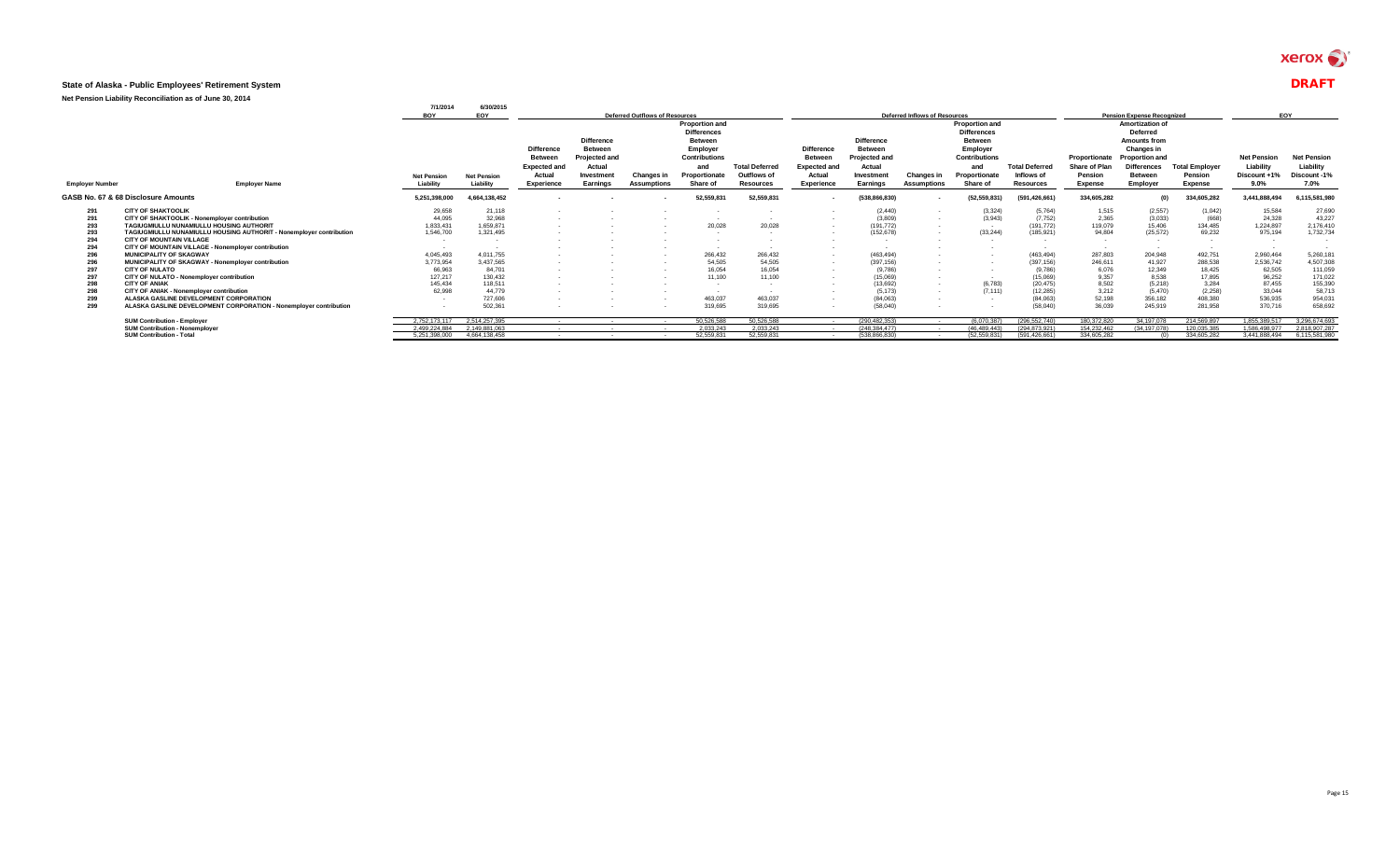# State of Alaska - Public Employees' Retirement System

**Net Pension Liability Reconciliation as of June 30, 2014**

| Employer Number | Employer Name | 7/1/2014 BOY Net Pension Liability | 6/30/2015 EOY Net Pension Liability | Deferred Outflows of Resources: Difference Between Expected and Actual Experience | Deferred Outflows of Resources: Difference Between Projected and Actual Investment Earnings | Deferred Outflows of Resources: Changes in Assumptions | Deferred Outflows of Resources: Proportion and Differences Between Employer Contributions and Proportionate Share of | Deferred Outflows of Resources: Total Deferred Outflows of Resources | Deferred Inflows of Resources: Difference Between Expected and Actual Experience | Deferred Inflows of Resources: Difference Between Projected and Actual Investment Earnings | Deferred Inflows of Resources: Changes in Assumptions | Deferred Inflows of Resources: Proportion and Differences Between Employer Contributions and Proportionate Share of | Deferred Inflows of Resources: Total Deferred Inflows of Resources | Pension Expense Recognized: Proportionate Share of Plan Pension Expense | Pension Expense Recognized: Amortization of Deferred Amounts from Changes in Proportion and Differences Between Employer | Pension Expense Recognized: Total Employer Pension Expense | EOY: Net Pension Liability Discount +1% 9.0% | EOY: Net Pension Liability Discount -1% 7.0% |
|---|---|---|---|---|---|---|---|---|---|---|---|---|---|---|---|---|---|---|
| **GASB No. 67 & 68 Disclosure Amounts** | | 5,251,398,000 | 4,664,138,452 | - | - | - | 52,559,831 | 52,559,831 | - | (538,866,830) | - | (52,559,831) | (591,426,661) | 334,605,282 | (0) | 334,605,282 | 3,441,888,494 | 6,115,581,980 |
| 291 | CITY OF SHAKTOOLIK | 29,658 | 21,118 | - | - | - | - | - | - | (2,440) | - | (3,324) | (5,764) | 1,515 | (2,557) | (1,042) | 15,584 | 27,690 |
| 291 | CITY OF SHAKTOOLIK - Nonemployer contribution | 44,095 | 32,968 | - | - | - | - | - | - | (3,809) | - | (3,943) | (7,752) | 2,365 | (3,033) | (668) | 24,328 | 43,227 |
| 293 | TAGIUGMIULLU NUNAMIULLU HOUSING AUTHORIT | 1,833,431 | 1,659,871 | - | - | - | 20,028 | 20,028 | - | (191,772) | - | - | (191,772) | 119,079 | 15,406 | 134,485 | 1,224,897 | 2,176,410 |
| 293 | TAGIUGMIULLU NUNAMIULLU HOUSING AUTHORIT - Nonemployer contribution | 1,546,700 | 1,321,495 | - | - | - | - | - | - | (152,678) | - | (33,244) | (185,921) | 94,804 | (25,572) | 69,232 | 975,194 | 1,732,734 |
| 294 | CITY OF MOUNTAIN VILLAGE | - | - | - | - | - | - | - | - | - | - | - | - | - | - | - | - | - |
| 294 | CITY OF MOUNTAIN VILLAGE - Nonemployer contribution | - | - | - | - | - | - | - | - | - | - | - | - | - | - | - | - | - |
| 296 | MUNICIPALITY OF SKAGWAY | 4,045,493 | 4,011,755 | - | - | - | 266,432 | 266,432 | - | (463,494) | - | - | (463,494) | 287,803 | 204,948 | 492,751 | 2,960,464 | 5,260,181 |
| 296 | MUNICIPALITY OF SKAGWAY - Nonemployer contribution | 3,773,054 | 3,437,565 | - | - | - | 54,505 | 54,505 | - | (397,156) | - | - | (397,156) | 246,611 | 41,927 | 288,538 | 2,536,742 | 4,507,308 |
| 297 | CITY OF NULATO | 66,963 | 84,701 | - | - | - | 16,054 | 16,054 | - | (9,786) | - | - | (9,786) | 6,076 | 12,349 | 18,425 | 62,505 | 111,059 |
| 297 | CITY OF NULATO - Nonemployer contribution | 127,217 | 130,432 | - | - | - | 11,100 | 11,100 | - | (15,069) | - | - | (15,069) | 9,357 | 8,538 | 17,895 | 96,252 | 171,022 |
| 298 | CITY OF ANIAK | 145,434 | 118,511 | - | - | - | - | - | - | (13,692) | - | (6,783) | (20,475) | 8,502 | (5,218) | 3,284 | 87,455 | 155,390 |
| 298 | CITY OF ANIAK - Nonemployer contribution | 62,998 | 44,779 | - | - | - | - | - | - | (5,173) | - | (7,111) | (12,285) | 3,212 | (5,470) | (2,258) | 33,044 | 58,713 |
| 299 | ALASKA GASLINE DEVELOPMENT CORPORATION | - | 727,606 | - | - | - | 463,037 | 463,037 | - | (84,063) | - | - | (84,063) | 52,198 | 356,182 | 408,380 | 536,935 | 954,031 |
| 299 | ALASKA GASLINE DEVELOPMENT CORPORATION - Nonemployer contribution | - | 502,361 | - | - | - | 319,695 | 319,695 | - | (58,040) | - | - | (58,040) | 36,039 | 245,919 | 281,958 | 370,716 | 658,692 |
| | **SUM Contribution - Employer** | 2,752,173,117 | 2,514,257,395 | - | - | - | 50,526,588 | 50,526,588 | - | (290,482,353) | - | (6,070,387) | (296,552,740) | 180,372,820 | 34,197,078 | 214,569,897 | 1,855,389,517 | 3,296,674,693 |
| | **SUM Contribution - Nonemployer** | 2,499,224,884 | 2,149,881,063 | - | - | - | 2,033,243 | 2,033,243 | - | (248,384,477) | - | (46,489,443) | (294,873,921) | 154,232,462 | (34,197,078) | 120,035,385 | 1,586,498,977 | 2,818,907,287 |
| | **SUM Contribution - Total** | 5,251,398,000 | 4,664,138,458 | - | - | - | 52,559,831 | 52,559,831 | - | (538,866,830) | - | (52,559,831) | (591,426,661) | 334,605,282 | (0) | 334,605,282 | 3,441,888,494 | 6,115,581,980 |